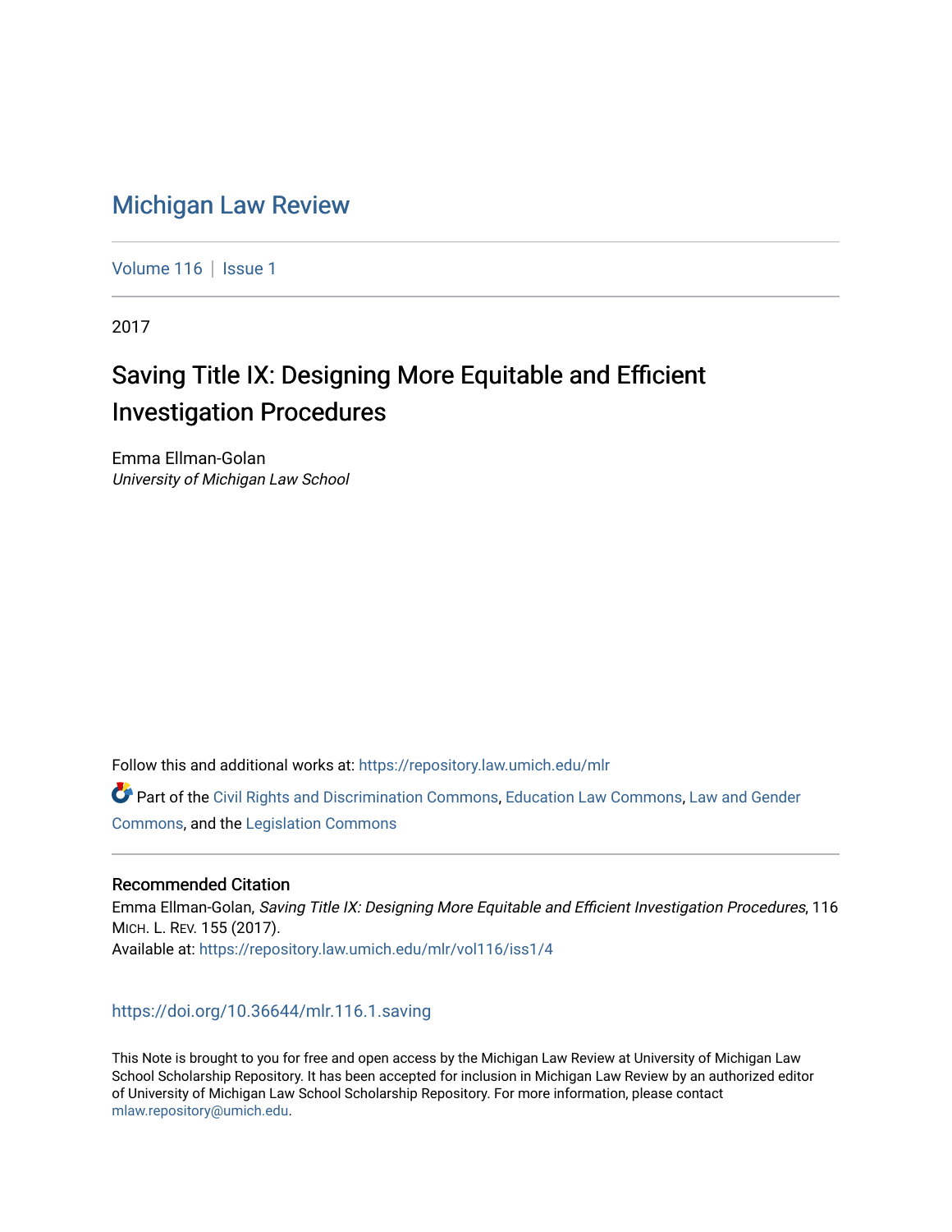# Michigan Law Review

Volume 116 | Issue 1

2017

## Saving Title IX: Designing More Equitable and Efficient Investigation Procedures

Emma Ellman-Golan
*University of Michigan Law School*

Follow this and additional works at: https://repository.law.umich.edu/mlr

Part of the Civil Rights and Discrimination Commons, Education Law Commons, Law and Gender Commons, and the Legislation Commons

### Recommended Citation

Emma Ellman-Golan, *Saving Title IX: Designing More Equitable and Efficient Investigation Procedures*, 116 Mich. L. Rev. 155 (2017).
Available at: https://repository.law.umich.edu/mlr/vol116/iss1/4

https://doi.org/10.36644/mlr.116.1.saving

This Note is brought to you for free and open access by the Michigan Law Review at University of Michigan Law School Scholarship Repository. It has been accepted for inclusion in Michigan Law Review by an authorized editor of University of Michigan Law School Scholarship Repository. For more information, please contact mlaw.repository@umich.edu.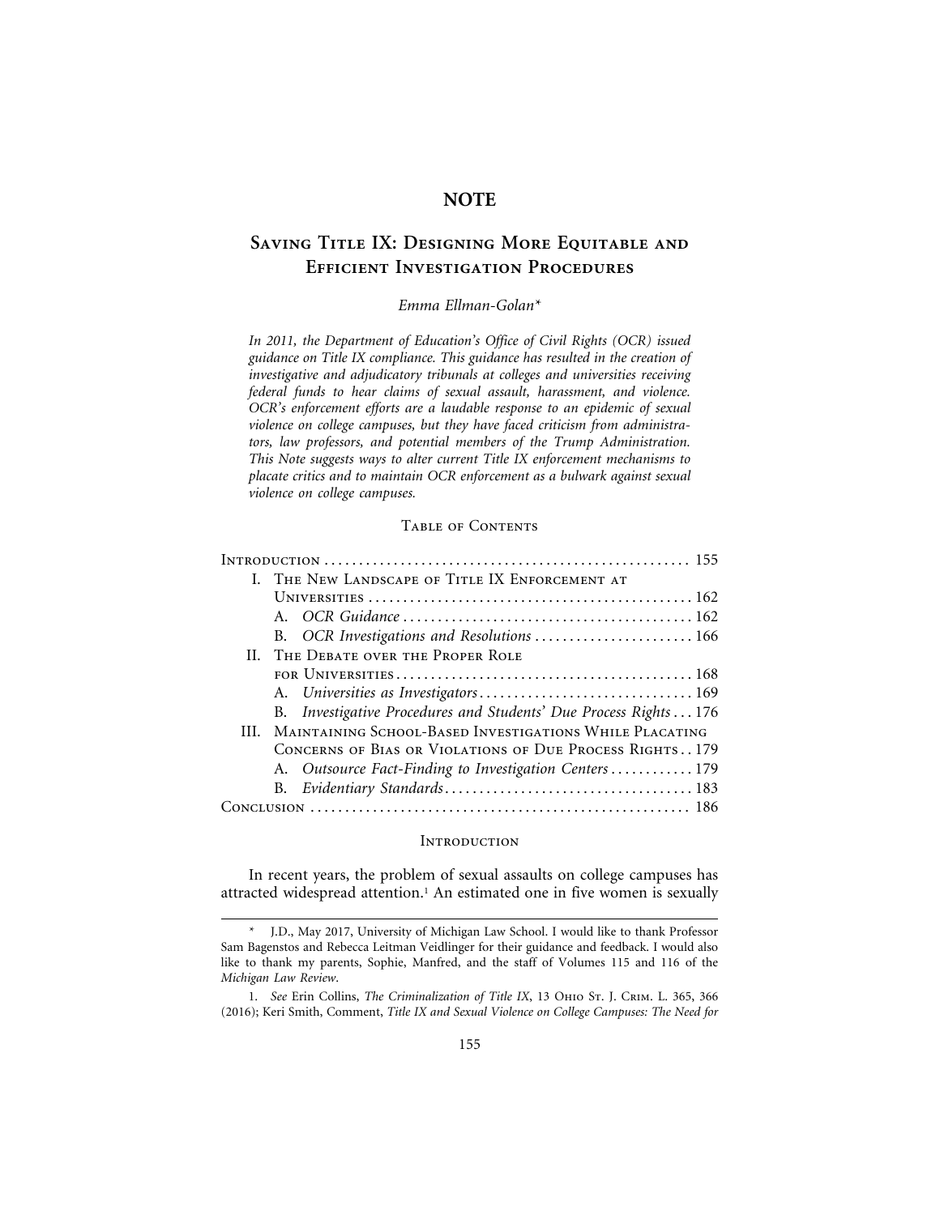# NOTE

## Saving Title IX: Designing More Equitable and Efficient Investigation Procedures

*Emma Ellman-Golan**

*In 2011, the Department of Education's Office of Civil Rights (OCR) issued guidance on Title IX compliance. This guidance has resulted in the creation of investigative and adjudicatory tribunals at colleges and universities receiving federal funds to hear claims of sexual assault, harassment, and violence. OCR's enforcement efforts are a laudable response to an epidemic of sexual violence on college campuses, but they have faced criticism from administrators, law professors, and potential members of the Trump Administration. This Note suggests ways to alter current Title IX enforcement mechanisms to placate critics and to maintain OCR enforcement as a bulwark against sexual violence on college campuses.*

### Table of Contents

| | |
|---|---|
| Introduction | 155 |
| I. The New Landscape of Title IX Enforcement at Universities | 162 |
| A. *OCR Guidance* | 162 |
| B. *OCR Investigations and Resolutions* | 166 |
| II. The Debate over the Proper Role for Universities | 168 |
| A. *Universities as Investigators* | 169 |
| B. *Investigative Procedures and Students' Due Process Rights* | 176 |
| III. Maintaining School-Based Investigations While Placating Concerns of Bias or Violations of Due Process Rights | 179 |
| A. *Outsource Fact-Finding to Investigation Centers* | 179 |
| B. *Evidentiary Standards* | 183 |
| Conclusion | 186 |

### Introduction

In recent years, the problem of sexual assaults on college campuses has attracted widespread attention.[1] An estimated one in five women is sexually

---

\* J.D., May 2017, University of Michigan Law School. I would like to thank Professor Sam Bagenstos and Rebecca Leitman Veidlinger for their guidance and feedback. I would also like to thank my parents, Sophie, Manfred, and the staff of Volumes 115 and 116 of the *Michigan Law Review*.

1. *See* Erin Collins, *The Criminalization of Title IX*, 13 Ohio St. J. Crim. L. 365, 366 (2016); Keri Smith, Comment, *Title IX and Sexual Violence on College Campuses: The Need for*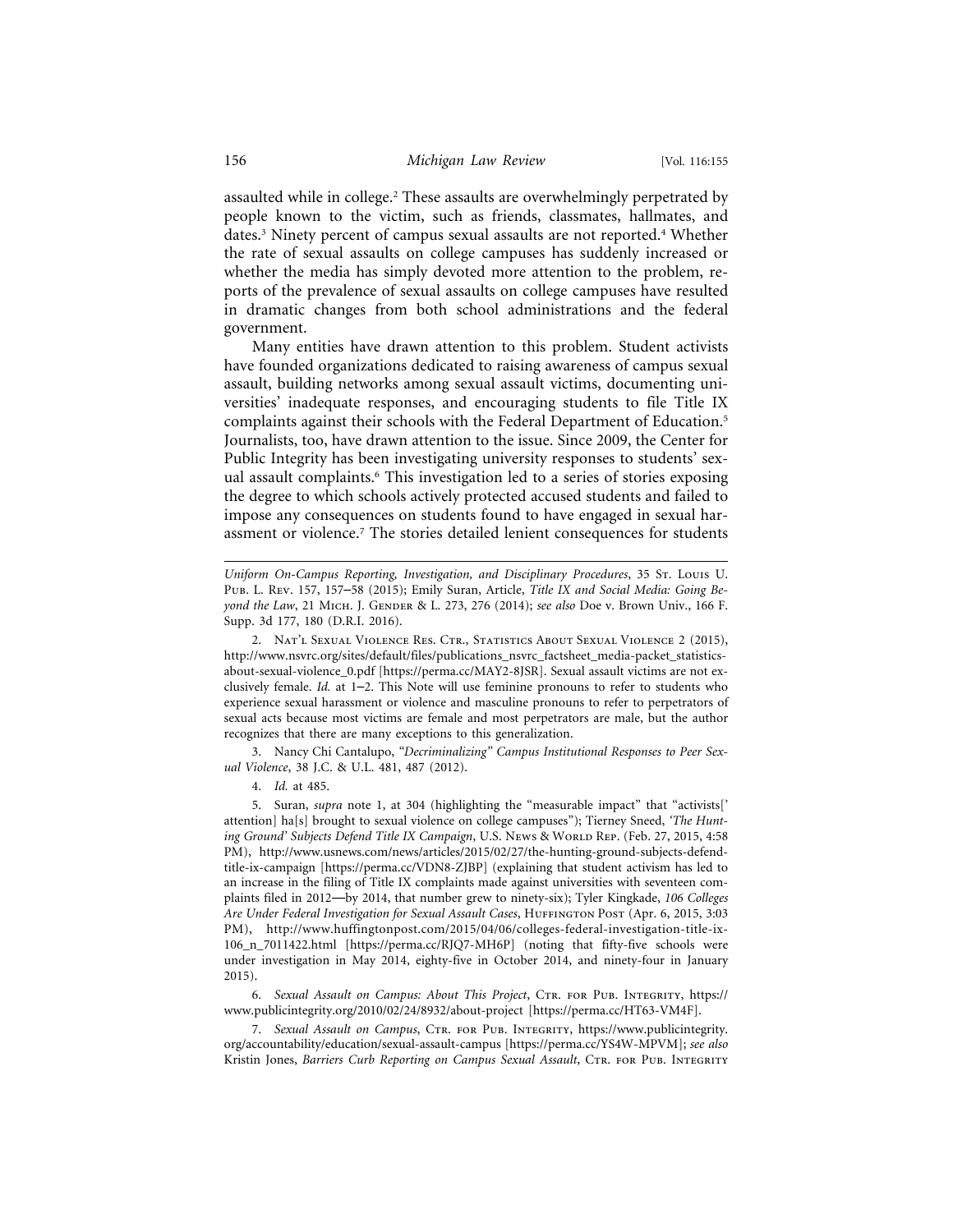assaulted while in college.[2] These assaults are overwhelmingly perpetrated by people known to the victim, such as friends, classmates, hallmates, and dates.[3] Ninety percent of campus sexual assaults are not reported.[4] Whether the rate of sexual assaults on college campuses has suddenly increased or whether the media has simply devoted more attention to the problem, reports of the prevalence of sexual assaults on college campuses have resulted in dramatic changes from both school administrations and the federal government.

Many entities have drawn attention to this problem. Student activists have founded organizations dedicated to raising awareness of campus sexual assault, building networks among sexual assault victims, documenting universities' inadequate responses, and encouraging students to file Title IX complaints against their schools with the Federal Department of Education.[5] Journalists, too, have drawn attention to the issue. Since 2009, the Center for Public Integrity has been investigating university responses to students' sexual assault complaints.[6] This investigation led to a series of stories exposing the degree to which schools actively protected accused students and failed to impose any consequences on students found to have engaged in sexual harassment or violence.[7] The stories detailed lenient consequences for students

---

*Uniform On-Campus Reporting, Investigation, and Disciplinary Procedures*, 35 St. Louis U. Pub. L. Rev. 157, 157–58 (2015); Emily Suran, Article, *Title IX and Social Media: Going Beyond the Law*, 21 Mich. J. Gender & L. 273, 276 (2014); *see also* Doe v. Brown Univ., 166 F. Supp. 3d 177, 180 (D.R.I. 2016).

2. Nat'l Sexual Violence Res. Ctr., Statistics About Sexual Violence 2 (2015), http://www.nsvrc.org/sites/default/files/publications_nsvrc_factsheet_media-packet_statistics-about-sexual-violence_0.pdf [https://perma.cc/MAY2-8JSR]. Sexual assault victims are not exclusively female. *Id.* at 1–2. This Note will use feminine pronouns to refer to students who experience sexual harassment or violence and masculine pronouns to refer to perpetrators of sexual acts because most victims are female and most perpetrators are male, but the author recognizes that there are many exceptions to this generalization.

3. Nancy Chi Cantalupo, *"Decriminalizing" Campus Institutional Responses to Peer Sexual Violence*, 38 J.C. & U.L. 481, 487 (2012).

4. *Id.* at 485.

5. Suran, *supra* note 1, at 304 (highlighting the "measurable impact" that "activists['] attention] ha[s] brought to sexual violence on college campuses"); Tierney Sneed, *'The Hunting Ground' Subjects Defend Title IX Campaign*, U.S. News & World Rep. (Feb. 27, 2015, 4:58 PM), http://www.usnews.com/news/articles/2015/02/27/the-hunting-ground-subjects-defend-title-ix-campaign [https://perma.cc/VDN8-ZJBP] (explaining that student activism has led to an increase in the filing of Title IX complaints made against universities with seventeen complaints filed in 2012—by 2014, that number grew to ninety-six); Tyler Kingkade, *106 Colleges Are Under Federal Investigation for Sexual Assault Cases*, Huffington Post (Apr. 6, 2015, 3:03 PM), http://www.huffingtonpost.com/2015/04/06/colleges-federal-investigation-title-ix-106_n_7011422.html [https://perma.cc/RJQ7-MH6P] (noting that fifty-five schools were under investigation in May 2014, eighty-five in October 2014, and ninety-four in January 2015).

6. *Sexual Assault on Campus: About This Project*, Ctr. for Pub. Integrity, https://www.publicintegrity.org/2010/02/24/8932/about-project [https://perma.cc/HT63-VM4F].

7. *Sexual Assault on Campus*, Ctr. for Pub. Integrity, https://www.publicintegrity.org/accountability/education/sexual-assault-campus [https://perma.cc/YS4W-MPVM]; *see also* Kristin Jones, *Barriers Curb Reporting on Campus Sexual Assault*, Ctr. for Pub. Integrity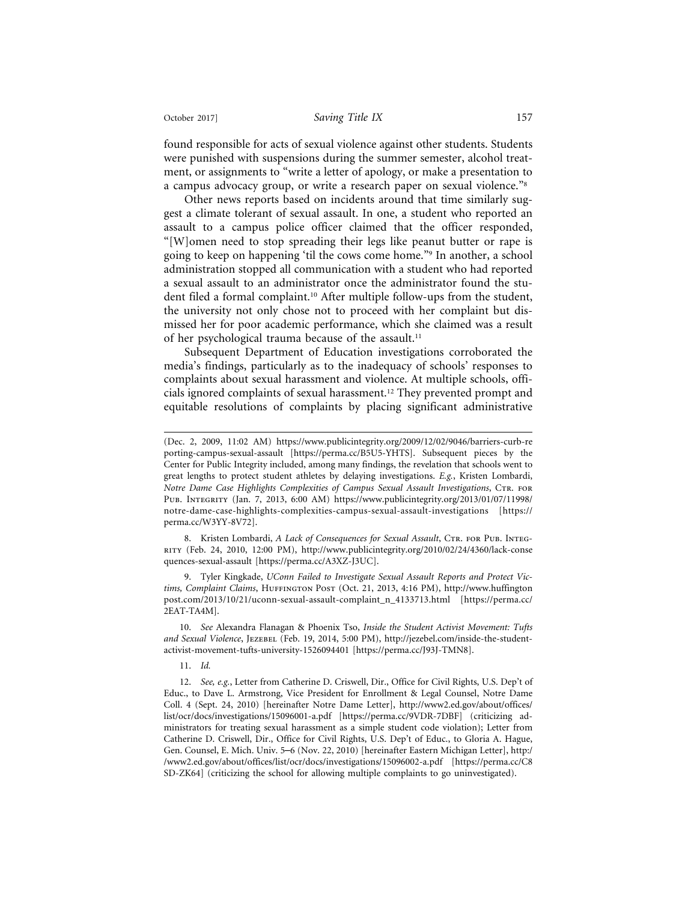found responsible for acts of sexual violence against other students. Students were punished with suspensions during the summer semester, alcohol treatment, or assignments to "write a letter of apology, or make a presentation to a campus advocacy group, or write a research paper on sexual violence."[8]

Other news reports based on incidents around that time similarly suggest a climate tolerant of sexual assault. In one, a student who reported an assault to a campus police officer claimed that the officer responded, "[W]omen need to stop spreading their legs like peanut butter or rape is going to keep on happening 'til the cows come home."[9] In another, a school administration stopped all communication with a student who had reported a sexual assault to an administrator once the administrator found the student filed a formal complaint.[10] After multiple follow-ups from the student, the university not only chose not to proceed with her complaint but dismissed her for poor academic performance, which she claimed was a result of her psychological trauma because of the assault.[11]

Subsequent Department of Education investigations corroborated the media's findings, particularly as to the inadequacy of schools' responses to complaints about sexual harassment and violence. At multiple schools, officials ignored complaints of sexual harassment.[12] They prevented prompt and equitable resolutions of complaints by placing significant administrative

---

(Dec. 2, 2009, 11:02 AM) https://www.publicintegrity.org/2009/12/02/9046/barriers-curb-reporting-campus-sexual-assault [https://perma.cc/B5U5-YHTS]. Subsequent pieces by the Center for Public Integrity included, among many findings, the revelation that schools went to great lengths to protect student athletes by delaying investigations. *E.g.*, Kristen Lombardi, *Notre Dame Case Highlights Complexities of Campus Sexual Assault Investigations*, Ctr. for Pub. Integrity (Jan. 7, 2013, 6:00 AM) https://www.publicintegrity.org/2013/01/07/11998/notre-dame-case-highlights-complexities-campus-sexual-assault-investigations [https://perma.cc/W3YY-8V72].

8. Kristen Lombardi, *A Lack of Consequences for Sexual Assault*, Ctr. for Pub. Integrity (Feb. 24, 2010, 12:00 PM), http://www.publicintegrity.org/2010/02/24/4360/lack-consequences-sexual-assault [https://perma.cc/A3XZ-J3UC].

9. Tyler Kingkade, *UConn Failed to Investigate Sexual Assault Reports and Protect Victims, Complaint Claims*, Huffington Post (Oct. 21, 2013, 4:16 PM), http://www.huffingtonpost.com/2013/10/21/uconn-sexual-assault-complaint_n_4133713.html [https://perma.cc/2EAT-TA4M].

10. *See* Alexandra Flanagan & Phoenix Tso, *Inside the Student Activist Movement: Tufts and Sexual Violence*, Jezebel (Feb. 19, 2014, 5:00 PM), http://jezebel.com/inside-the-student-activist-movement-tufts-university-1526094401 [https://perma.cc/J93J-TMN8].

11. *Id.*

12. *See, e.g.*, Letter from Catherine D. Criswell, Dir., Office for Civil Rights, U.S. Dep't of Educ., to Dave L. Armstrong, Vice President for Enrollment & Legal Counsel, Notre Dame Coll. 4 (Sept. 24, 2010) [hereinafter Notre Dame Letter], http://www2.ed.gov/about/offices/list/ocr/docs/investigations/15096001-a.pdf [https://perma.cc/9VDR-7DBF] (criticizing administrators for treating sexual harassment as a simple student code violation); Letter from Catherine D. Criswell, Dir., Office for Civil Rights, U.S. Dep't of Educ., to Gloria A. Hague, Gen. Counsel, E. Mich. Univ. 5–6 (Nov. 22, 2010) [hereinafter Eastern Michigan Letter], http://www2.ed.gov/about/offices/list/ocr/docs/investigations/15096002-a.pdf [https://perma.cc/C8SD-ZK64] (criticizing the school for allowing multiple complaints to go uninvestigated).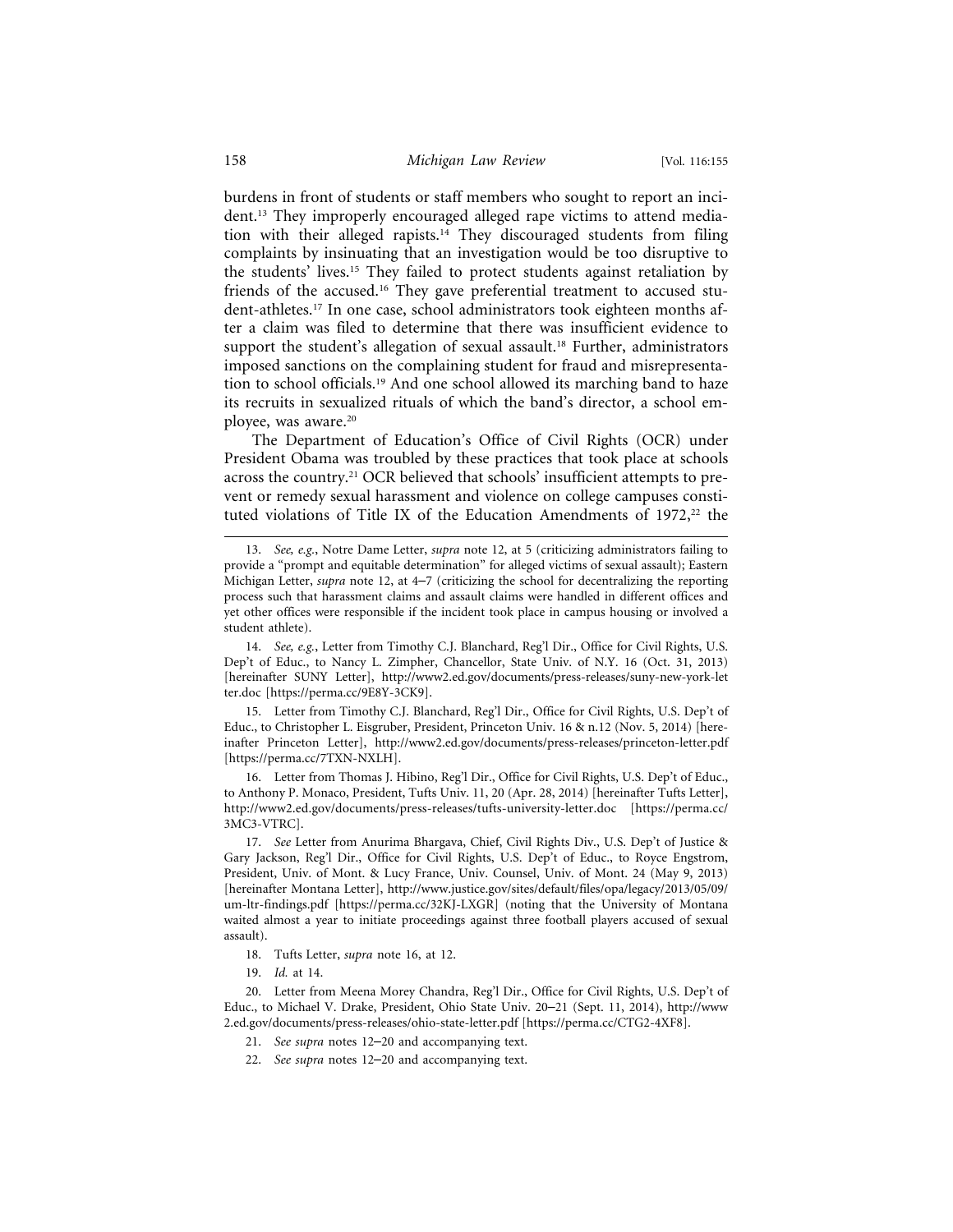burdens in front of students or staff members who sought to report an incident.[13] They improperly encouraged alleged rape victims to attend mediation with their alleged rapists.[14] They discouraged students from filing complaints by insinuating that an investigation would be too disruptive to the students' lives.[15] They failed to protect students against retaliation by friends of the accused.[16] They gave preferential treatment to accused student-athletes.[17] In one case, school administrators took eighteen months after a claim was filed to determine that there was insufficient evidence to support the student's allegation of sexual assault.[18] Further, administrators imposed sanctions on the complaining student for fraud and misrepresentation to school officials.[19] And one school allowed its marching band to haze its recruits in sexualized rituals of which the band's director, a school employee, was aware.[20]

The Department of Education's Office of Civil Rights (OCR) under President Obama was troubled by these practices that took place at schools across the country.[21] OCR believed that schools' insufficient attempts to prevent or remedy sexual harassment and violence on college campuses constituted violations of Title IX of the Education Amendments of 1972,[22] the

---

13. *See, e.g.*, Notre Dame Letter, *supra* note 12, at 5 (criticizing administrators failing to provide a "prompt and equitable determination" for alleged victims of sexual assault); Eastern Michigan Letter, *supra* note 12, at 4–7 (criticizing the school for decentralizing the reporting process such that harassment claims and assault claims were handled in different offices and yet other offices were responsible if the incident took place in campus housing or involved a student athlete).

14. *See, e.g.*, Letter from Timothy C.J. Blanchard, Reg'l Dir., Office for Civil Rights, U.S. Dep't of Educ., to Nancy L. Zimpher, Chancellor, State Univ. of N.Y. 16 (Oct. 31, 2013) [hereinafter SUNY Letter], http://www2.ed.gov/documents/press-releases/suny-new-york-letter.doc [https://perma.cc/9E8Y-3CK9].

15. Letter from Timothy C.J. Blanchard, Reg'l Dir., Office for Civil Rights, U.S. Dep't of Educ., to Christopher L. Eisgruber, President, Princeton Univ. 16 & n.12 (Nov. 5, 2014) [hereinafter Princeton Letter], http://www2.ed.gov/documents/press-releases/princeton-letter.pdf [https://perma.cc/7TXN-NXLH].

16. Letter from Thomas J. Hibino, Reg'l Dir., Office for Civil Rights, U.S. Dep't of Educ., to Anthony P. Monaco, President, Tufts Univ. 11, 20 (Apr. 28, 2014) [hereinafter Tufts Letter], http://www2.ed.gov/documents/press-releases/tufts-university-letter.doc [https://perma.cc/3MC3-VTRC].

17. *See* Letter from Anurima Bhargava, Chief, Civil Rights Div., U.S. Dep't of Justice & Gary Jackson, Reg'l Dir., Office for Civil Rights, U.S. Dep't of Educ., to Royce Engstrom, President, Univ. of Mont. & Lucy France, Univ. Counsel, Univ. of Mont. 24 (May 9, 2013) [hereinafter Montana Letter], http://www.justice.gov/sites/default/files/opa/legacy/2013/05/09/um-ltr-findings.pdf [https://perma.cc/32KJ-LXGR] (noting that the University of Montana waited almost a year to initiate proceedings against three football players accused of sexual assault).

18. Tufts Letter, *supra* note 16, at 12.

19. *Id.* at 14.

20. Letter from Meena Morey Chandra, Reg'l Dir., Office for Civil Rights, U.S. Dep't of Educ., to Michael V. Drake, President, Ohio State Univ. 20–21 (Sept. 11, 2014), http://www2.ed.gov/documents/press-releases/ohio-state-letter.pdf [https://perma.cc/CTG2-4XF8].

21. *See supra* notes 12–20 and accompanying text.

22. *See supra* notes 12–20 and accompanying text.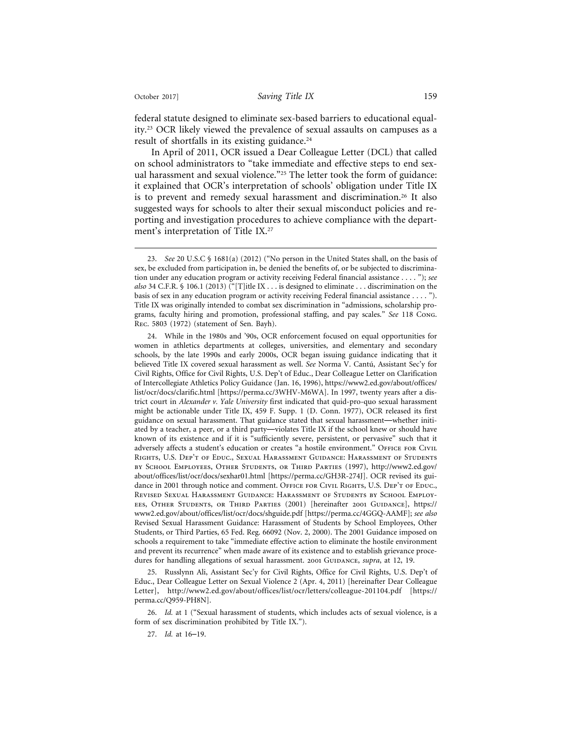federal statute designed to eliminate sex-based barriers to educational equality.[23] OCR likely viewed the prevalence of sexual assaults on campuses as a result of shortfalls in its existing guidance.[24]

In April of 2011, OCR issued a Dear Colleague Letter (DCL) that called on school administrators to "take immediate and effective steps to end sexual harassment and sexual violence."[25] The letter took the form of guidance: it explained that OCR's interpretation of schools' obligation under Title IX is to prevent and remedy sexual harassment and discrimination.[26] It also suggested ways for schools to alter their sexual misconduct policies and reporting and investigation procedures to achieve compliance with the department's interpretation of Title IX.[27]

---

23. *See* 20 U.S.C § 1681(a) (2012) ("No person in the United States shall, on the basis of sex, be excluded from participation in, be denied the benefits of, or be subjected to discrimination under any education program or activity receiving Federal financial assistance . . . . "); *see also* 34 C.F.R. § 106.1 (2013) ("[T]itle IX . . . is designed to eliminate . . . discrimination on the basis of sex in any education program or activity receiving Federal financial assistance . . . . "). Title IX was originally intended to combat sex discrimination in "admissions, scholarship programs, faculty hiring and promotion, professional staffing, and pay scales." *See* 118 Cong. Rec. 5803 (1972) (statement of Sen. Bayh).

24. While in the 1980s and '90s, OCR enforcement focused on equal opportunities for women in athletics departments at colleges, universities, and elementary and secondary schools, by the late 1990s and early 2000s, OCR began issuing guidance indicating that it believed Title IX covered sexual harassment as well. *See* Norma V. Cantú, Assistant Sec'y for Civil Rights, Office for Civil Rights, U.S. Dep't of Educ., Dear Colleague Letter on Clarification of Intercollegiate Athletics Policy Guidance (Jan. 16, 1996), https://www2.ed.gov/about/offices/list/ocr/docs/clarific.html [https://perma.cc/3WHV-M6WA]. In 1997, twenty years after a district court in *Alexander v. Yale University* first indicated that quid-pro-quo sexual harassment might be actionable under Title IX, 459 F. Supp. 1 (D. Conn. 1977), OCR released its first guidance on sexual harassment. That guidance stated that sexual harassment—whether initiated by a teacher, a peer, or a third party—violates Title IX if the school knew or should have known of its existence and if it is "sufficiently severe, persistent, or pervasive" such that it adversely affects a student's education or creates "a hostile environment." Office for Civil Rights, U.S. Dep't of Educ., Sexual Harassment Guidance: Harassment of Students by School Employees, Other Students, or Third Parties (1997), http://www2.ed.gov/about/offices/list/ocr/docs/sexhar01.html [https://perma.cc/GH3R-274J]. OCR revised its guidance in 2001 through notice and comment. Office for Civil Rights, U.S. Dep't of Educ., Revised Sexual Harassment Guidance: Harassment of Students by School Employees, Other Students, or Third Parties (2001) [hereinafter 2001 Guidance], https://www2.ed.gov/about/offices/list/ocr/docs/shguide.pdf [https://perma.cc/4GGQ-AAMF]; *see also* Revised Sexual Harassment Guidance: Harassment of Students by School Employees, Other Students, or Third Parties, 65 Fed. Reg. 66092 (Nov. 2, 2000). The 2001 Guidance imposed on schools a requirement to take "immediate effective action to eliminate the hostile environment and prevent its recurrence" when made aware of its existence and to establish grievance procedures for handling allegations of sexual harassment. 2001 Guidance, *supra*, at 12, 19.

25. Russlynn Ali, Assistant Sec'y for Civil Rights, Office for Civil Rights, U.S. Dep't of Educ., Dear Colleague Letter on Sexual Violence 2 (Apr. 4, 2011) [hereinafter Dear Colleague Letter], http://www2.ed.gov/about/offices/list/ocr/letters/colleague-201104.pdf [https://perma.cc/Q959-PH8N].

26. *Id.* at 1 ("Sexual harassment of students, which includes acts of sexual violence, is a form of sex discrimination prohibited by Title IX.").

27. *Id.* at 16–19.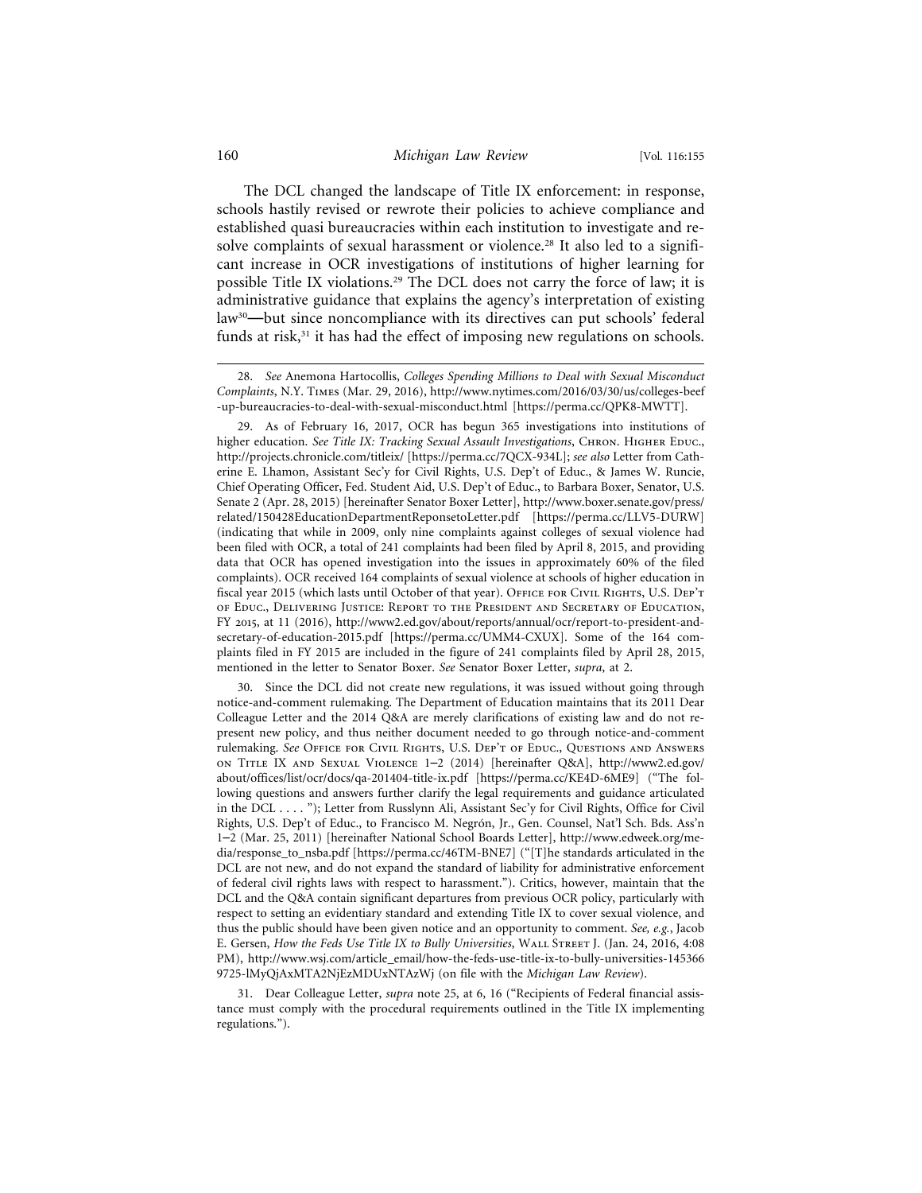The DCL changed the landscape of Title IX enforcement: in response, schools hastily revised or rewrote their policies to achieve compliance and established quasi bureaucracies within each institution to investigate and resolve complaints of sexual harassment or violence.[28] It also led to a significant increase in OCR investigations of institutions of higher learning for possible Title IX violations.[29] The DCL does not carry the force of law; it is administrative guidance that explains the agency's interpretation of existing law[30]—but since noncompliance with its directives can put schools' federal funds at risk,[31] it has had the effect of imposing new regulations on schools.

---

28. *See* Anemona Hartocollis, *Colleges Spending Millions to Deal with Sexual Misconduct Complaints*, N.Y. Times (Mar. 29, 2016), http://www.nytimes.com/2016/03/30/us/colleges-beef-up-bureaucracies-to-deal-with-sexual-misconduct.html [https://perma.cc/QPK8-MWTT].

29. As of February 16, 2017, OCR has begun 365 investigations into institutions of higher education. *See Title IX: Tracking Sexual Assault Investigations*, Chron. Higher Educ., http://projects.chronicle.com/titleix/ [https://perma.cc/7QCX-934L]; *see also* Letter from Catherine E. Lhamon, Assistant Sec'y for Civil Rights, U.S. Dep't of Educ., & James W. Runcie, Chief Operating Officer, Fed. Student Aid, U.S. Dep't of Educ., to Barbara Boxer, Senator, U.S. Senate 2 (Apr. 28, 2015) [hereinafter Senator Boxer Letter], http://www.boxer.senate.gov/press/related/150428EducationDepartmentReponsetoLetter.pdf [https://perma.cc/LLV5-DURW] (indicating that while in 2009, only nine complaints against colleges of sexual violence had been filed with OCR, a total of 241 complaints had been filed by April 8, 2015, and providing data that OCR has opened investigation into the issues in approximately 60% of the filed complaints). OCR received 164 complaints of sexual violence at schools of higher education in fiscal year 2015 (which lasts until October of that year). Office for Civil Rights, U.S. Dep't of Educ., Delivering Justice: Report to the President and Secretary of Education, FY 2015, at 11 (2016), http://www2.ed.gov/about/reports/annual/ocr/report-to-president-and-secretary-of-education-2015.pdf [https://perma.cc/UMM4-CXUX]. Some of the 164 complaints filed in FY 2015 are included in the figure of 241 complaints filed by April 28, 2015, mentioned in the letter to Senator Boxer. *See* Senator Boxer Letter, *supra*, at 2.

30. Since the DCL did not create new regulations, it was issued without going through notice-and-comment rulemaking. The Department of Education maintains that its 2011 Dear Colleague Letter and the 2014 Q&A are merely clarifications of existing law and do not represent new policy, and thus neither document needed to go through notice-and-comment rulemaking. *See* Office for Civil Rights, U.S. Dep't of Educ., Questions and Answers on Title IX and Sexual Violence 1–2 (2014) [hereinafter Q&A], http://www2.ed.gov/about/offices/list/ocr/docs/qa-201404-title-ix.pdf [https://perma.cc/KE4D-6ME9] ("The following questions and answers further clarify the legal requirements and guidance articulated in the DCL . . . . "); Letter from Russlynn Ali, Assistant Sec'y for Civil Rights, Office for Civil Rights, U.S. Dep't of Educ., to Francisco M. Negrón, Jr., Gen. Counsel, Nat'l Sch. Bds. Ass'n 1–2 (Mar. 25, 2011) [hereinafter National School Boards Letter], http://www.edweek.org/media/response_to_nsba.pdf [https://perma.cc/46TM-BNE7] ("[T]he standards articulated in the DCL are not new, and do not expand the standard of liability for administrative enforcement of federal civil rights laws with respect to harassment."). Critics, however, maintain that the DCL and the Q&A contain significant departures from previous OCR policy, particularly with respect to setting an evidentiary standard and extending Title IX to cover sexual violence, and thus the public should have been given notice and an opportunity to comment. *See, e.g.*, Jacob E. Gersen, *How the Feds Use Title IX to Bully Universities*, Wall Street J. (Jan. 24, 2016, 4:08 PM), http://www.wsj.com/article_email/how-the-feds-use-title-ix-to-bully-universities-1453669725-lMyQjAxMTA2NjEzMDUxNTAzWj (on file with the *Michigan Law Review*).

31. Dear Colleague Letter, *supra* note 25, at 6, 16 ("Recipients of Federal financial assistance must comply with the procedural requirements outlined in the Title IX implementing regulations.").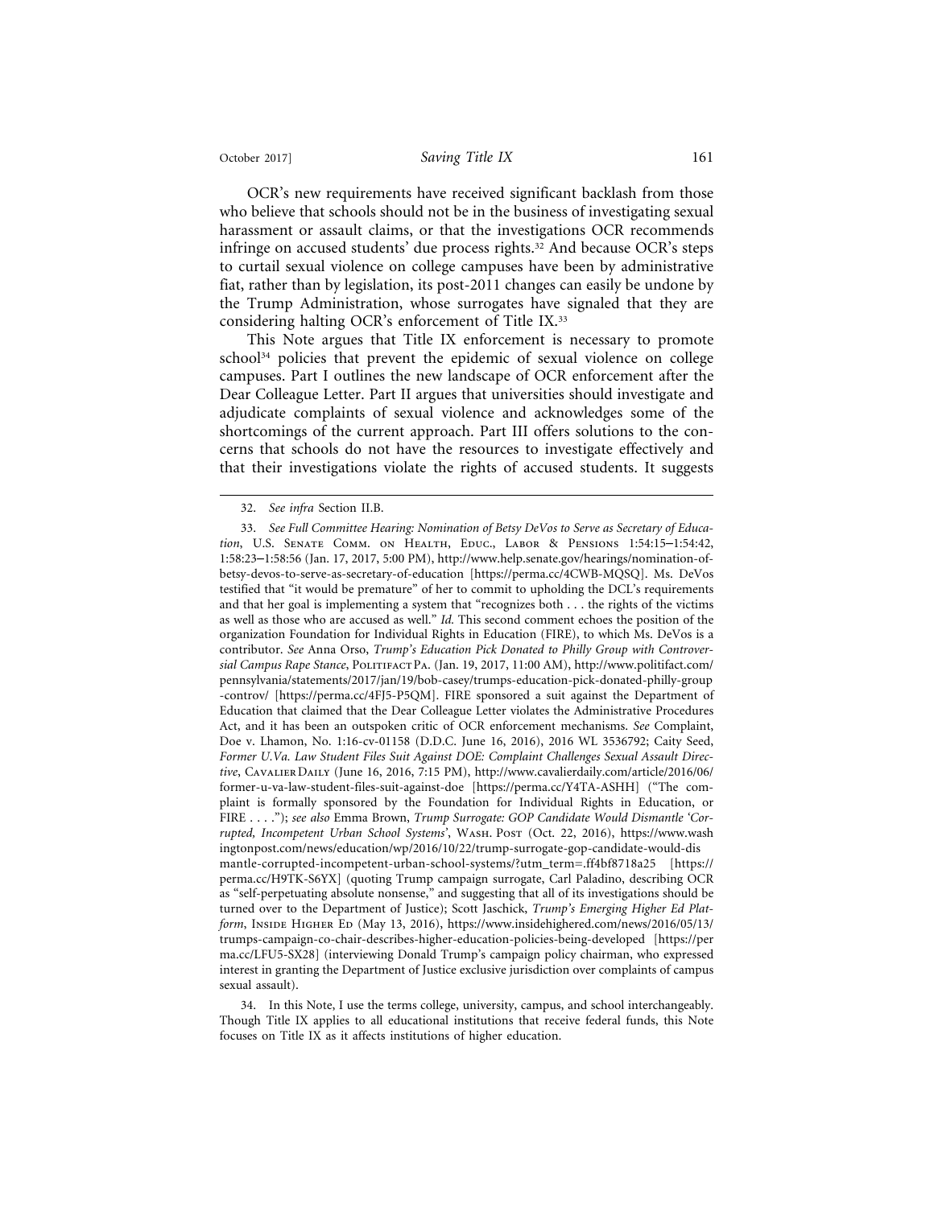OCR's new requirements have received significant backlash from those who believe that schools should not be in the business of investigating sexual harassment or assault claims, or that the investigations OCR recommends infringe on accused students' due process rights.[32] And because OCR's steps to curtail sexual violence on college campuses have been by administrative fiat, rather than by legislation, its post-2011 changes can easily be undone by the Trump Administration, whose surrogates have signaled that they are considering halting OCR's enforcement of Title IX.[33]

This Note argues that Title IX enforcement is necessary to promote school[34] policies that prevent the epidemic of sexual violence on college campuses. Part I outlines the new landscape of OCR enforcement after the Dear Colleague Letter. Part II argues that universities should investigate and adjudicate complaints of sexual violence and acknowledges some of the shortcomings of the current approach. Part III offers solutions to the concerns that schools do not have the resources to investigate effectively and that their investigations violate the rights of accused students. It suggests

---

32. *See infra* Section II.B.

33. *See Full Committee Hearing: Nomination of Betsy DeVos to Serve as Secretary of Education*, U.S. Senate Comm. on Health, Educ., Labor & Pensions 1:54:15–1:54:42, 1:58:23–1:58:56 (Jan. 17, 2017, 5:00 PM), http://www.help.senate.gov/hearings/nomination-of-betsy-devos-to-serve-as-secretary-of-education [https://perma.cc/4CWB-MQSQ]. Ms. DeVos testified that "it would be premature" of her to commit to upholding the DCL's requirements and that her goal is implementing a system that "recognizes both . . . the rights of the victims as well as those who are accused as well." *Id.* This second comment echoes the position of the organization Foundation for Individual Rights in Education (FIRE), to which Ms. DeVos is a contributor. *See* Anna Orso, *Trump's Education Pick Donated to Philly Group with Controversial Campus Rape Stance*, PolitiFact Pa. (Jan. 19, 2017, 11:00 AM), http://www.politifact.com/pennsylvania/statements/2017/jan/19/bob-casey/trumps-education-pick-donated-philly-group-controv/ [https://perma.cc/4FJ5-P5QM]. FIRE sponsored a suit against the Department of Education that claimed that the Dear Colleague Letter violates the Administrative Procedures Act, and it has been an outspoken critic of OCR enforcement mechanisms. *See* Complaint, Doe v. Lhamon, No. 1:16-cv-01158 (D.D.C. June 16, 2016), 2016 WL 3536792; Caity Seed, *Former U.Va. Law Student Files Suit Against DOE: Complaint Challenges Sexual Assault Directive*, Cavalier Daily (June 16, 2016, 7:15 PM), http://www.cavalierdaily.com/article/2016/06/former-u-va-law-student-files-suit-against-doe [https://perma.cc/Y4TA-ASHH] ("The complaint is formally sponsored by the Foundation for Individual Rights in Education, or FIRE . . . ."); *see also* Emma Brown, *Trump Surrogate: GOP Candidate Would Dismantle 'Corrupted, Incompetent Urban School Systems'*, Wash. Post (Oct. 22, 2016), https://www.washingtonpost.com/news/education/wp/2016/10/22/trump-surrogate-gop-candidate-would-dismantle-corrupted-incompetent-urban-school-systems/?utm_term=.ff4bf8718a25 [https://perma.cc/H9TK-S6YX] (quoting Trump campaign surrogate, Carl Paladino, describing OCR as "self-perpetuating absolute nonsense," and suggesting that all of its investigations should be turned over to the Department of Justice); Scott Jaschick, *Trump's Emerging Higher Ed Platform*, Inside Higher Ed (May 13, 2016), https://www.insidehighered.com/news/2016/05/13/trumps-campaign-co-chair-describes-higher-education-policies-being-developed [https://perma.cc/LFU5-SX28] (interviewing Donald Trump's campaign policy chairman, who expressed interest in granting the Department of Justice exclusive jurisdiction over complaints of campus sexual assault).

34. In this Note, I use the terms college, university, campus, and school interchangeably. Though Title IX applies to all educational institutions that receive federal funds, this Note focuses on Title IX as it affects institutions of higher education.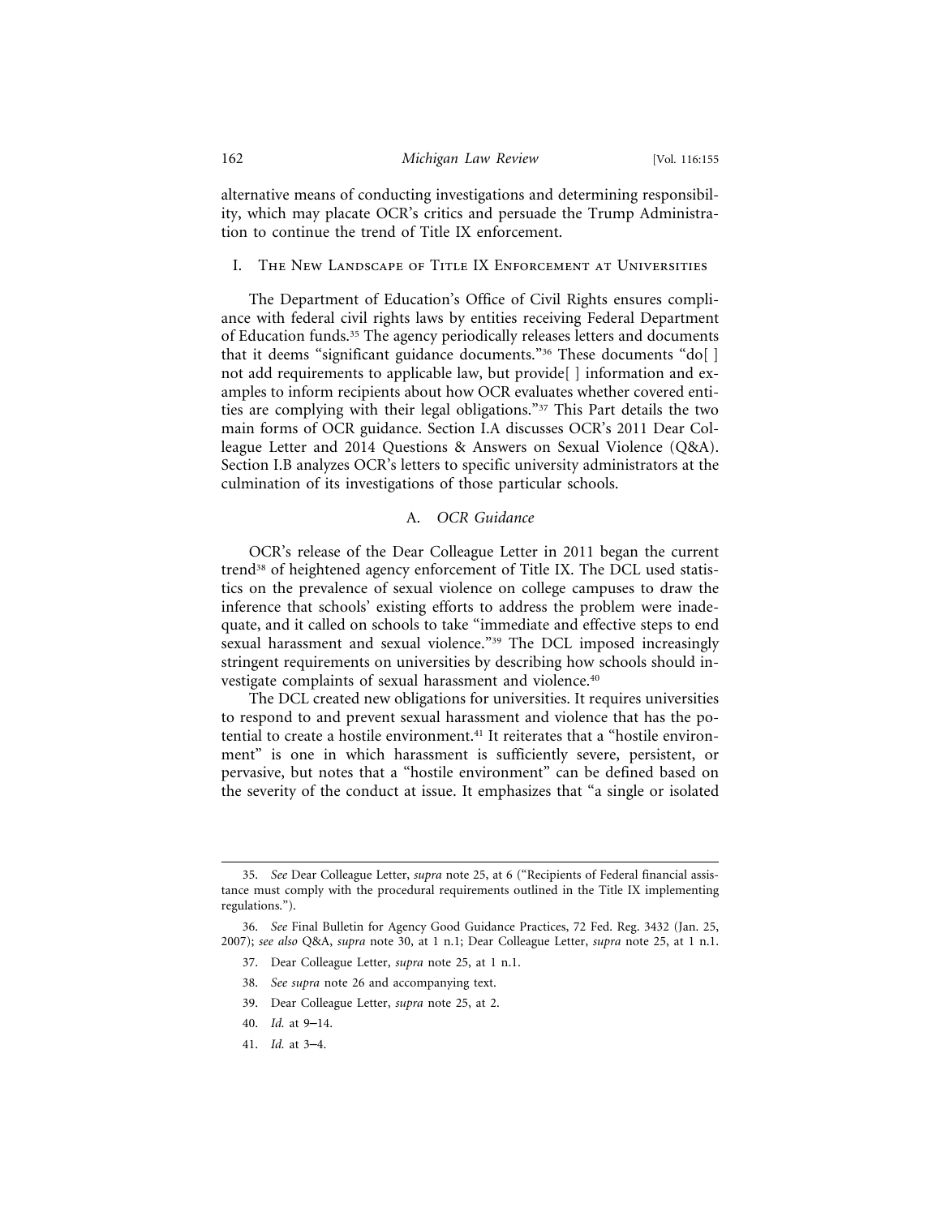alternative means of conducting investigations and determining responsibility, which may placate OCR's critics and persuade the Trump Administration to continue the trend of Title IX enforcement.

## I. The New Landscape of Title IX Enforcement at Universities

The Department of Education's Office of Civil Rights ensures compliance with federal civil rights laws by entities receiving Federal Department of Education funds.[35] The agency periodically releases letters and documents that it deems "significant guidance documents."[36] These documents "do[ ] not add requirements to applicable law, but provide[ ] information and examples to inform recipients about how OCR evaluates whether covered entities are complying with their legal obligations."[37] This Part details the two main forms of OCR guidance. Section I.A discusses OCR's 2011 Dear Colleague Letter and 2014 Questions & Answers on Sexual Violence (Q&A). Section I.B analyzes OCR's letters to specific university administrators at the culmination of its investigations of those particular schools.

### A. *OCR Guidance*

OCR's release of the Dear Colleague Letter in 2011 began the current trend[38] of heightened agency enforcement of Title IX. The DCL used statistics on the prevalence of sexual violence on college campuses to draw the inference that schools' existing efforts to address the problem were inadequate, and it called on schools to take "immediate and effective steps to end sexual harassment and sexual violence."[39] The DCL imposed increasingly stringent requirements on universities by describing how schools should investigate complaints of sexual harassment and violence.[40]

The DCL created new obligations for universities. It requires universities to respond to and prevent sexual harassment and violence that has the potential to create a hostile environment.[41] It reiterates that a "hostile environment" is one in which harassment is sufficiently severe, persistent, or pervasive, but notes that a "hostile environment" can be defined based on the severity of the conduct at issue. It emphasizes that "a single or isolated

---

35. *See* Dear Colleague Letter, *supra* note 25, at 6 ("Recipients of Federal financial assistance must comply with the procedural requirements outlined in the Title IX implementing regulations.").

36. *See* Final Bulletin for Agency Good Guidance Practices, 72 Fed. Reg. 3432 (Jan. 25, 2007); *see also* Q&A, *supra* note 30, at 1 n.1; Dear Colleague Letter, *supra* note 25, at 1 n.1.

37. Dear Colleague Letter, *supra* note 25, at 1 n.1.

38. *See supra* note 26 and accompanying text.

39. Dear Colleague Letter, *supra* note 25, at 2.

40. *Id.* at 9–14.

41. *Id.* at 3–4.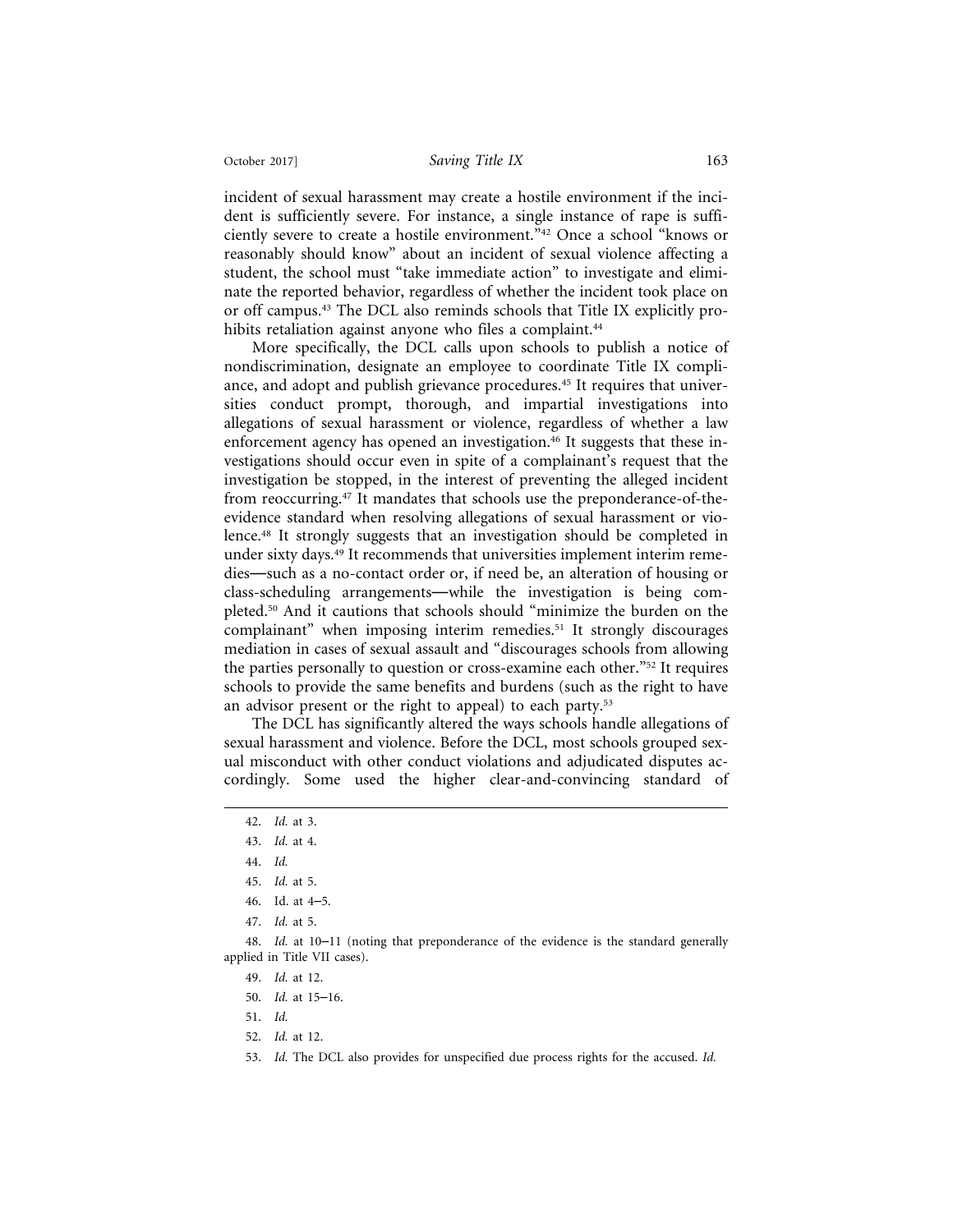incident of sexual harassment may create a hostile environment if the incident is sufficiently severe. For instance, a single instance of rape is sufficiently severe to create a hostile environment."[42] Once a school "knows or reasonably should know" about an incident of sexual violence affecting a student, the school must "take immediate action" to investigate and eliminate the reported behavior, regardless of whether the incident took place on or off campus.[43] The DCL also reminds schools that Title IX explicitly prohibits retaliation against anyone who files a complaint.[44]

More specifically, the DCL calls upon schools to publish a notice of nondiscrimination, designate an employee to coordinate Title IX compliance, and adopt and publish grievance procedures.[45] It requires that universities conduct prompt, thorough, and impartial investigations into allegations of sexual harassment or violence, regardless of whether a law enforcement agency has opened an investigation.[46] It suggests that these investigations should occur even in spite of a complainant's request that the investigation be stopped, in the interest of preventing the alleged incident from reoccurring.[47] It mandates that schools use the preponderance-of-the-evidence standard when resolving allegations of sexual harassment or violence.[48] It strongly suggests that an investigation should be completed in under sixty days.[49] It recommends that universities implement interim remedies—such as a no-contact order or, if need be, an alteration of housing or class-scheduling arrangements—while the investigation is being completed.[50] And it cautions that schools should "minimize the burden on the complainant" when imposing interim remedies.[51] It strongly discourages mediation in cases of sexual assault and "discourages schools from allowing the parties personally to question or cross-examine each other."[52] It requires schools to provide the same benefits and burdens (such as the right to have an advisor present or the right to appeal) to each party.[53]

The DCL has significantly altered the ways schools handle allegations of sexual harassment and violence. Before the DCL, most schools grouped sexual misconduct with other conduct violations and adjudicated disputes accordingly. Some used the higher clear-and-convincing standard of

---

42. *Id.* at 3.

43. *Id.* at 4.

44. *Id.*

45. *Id.* at 5.

46. Id. at 4–5.

47. *Id.* at 5.

48. *Id.* at 10–11 (noting that preponderance of the evidence is the standard generally applied in Title VII cases).

49. *Id.* at 12.

50. *Id.* at 15–16.

51. *Id.*

52. *Id.* at 12.

53. *Id.* The DCL also provides for unspecified due process rights for the accused. *Id.*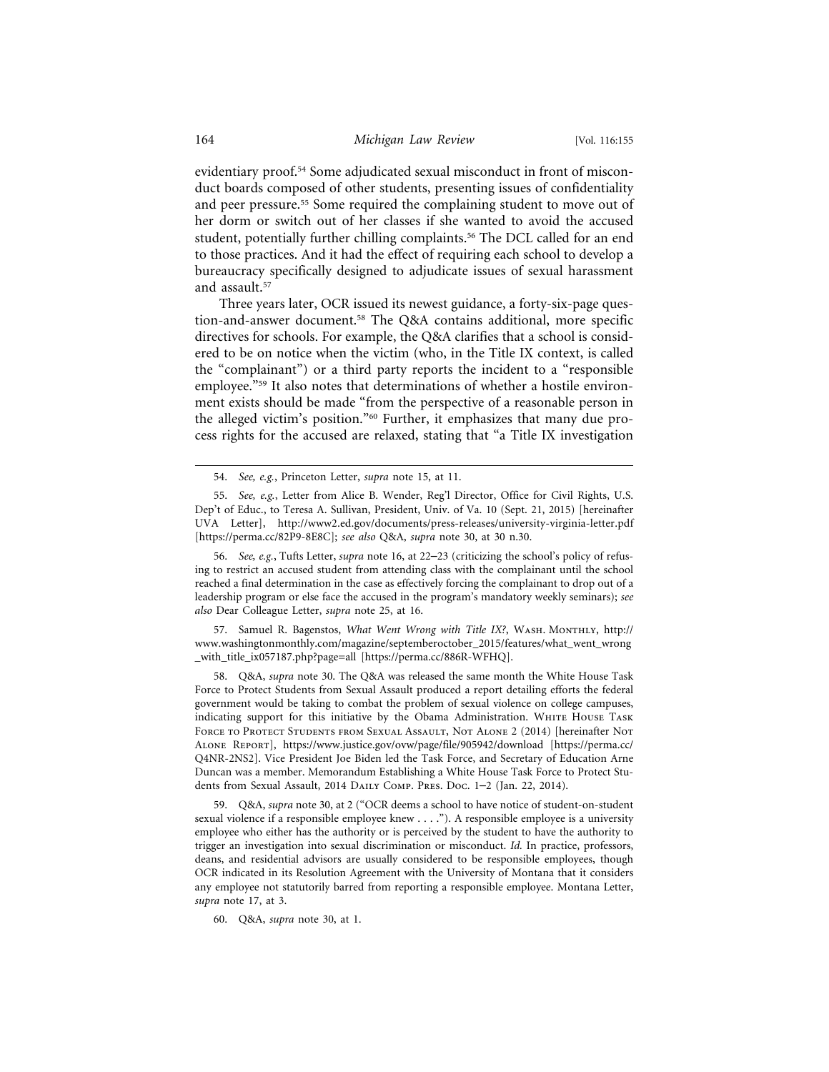evidentiary proof.[54] Some adjudicated sexual misconduct in front of misconduct boards composed of other students, presenting issues of confidentiality and peer pressure.[55] Some required the complaining student to move out of her dorm or switch out of her classes if she wanted to avoid the accused student, potentially further chilling complaints.[56] The DCL called for an end to those practices. And it had the effect of requiring each school to develop a bureaucracy specifically designed to adjudicate issues of sexual harassment and assault.[57]

Three years later, OCR issued its newest guidance, a forty-six-page question-and-answer document.[58] The Q&A contains additional, more specific directives for schools. For example, the Q&A clarifies that a school is considered to be on notice when the victim (who, in the Title IX context, is called the "complainant") or a third party reports the incident to a "responsible employee."[59] It also notes that determinations of whether a hostile environment exists should be made "from the perspective of a reasonable person in the alleged victim's position."[60] Further, it emphasizes that many due process rights for the accused are relaxed, stating that "a Title IX investigation

---

54. *See, e.g.*, Princeton Letter, *supra* note 15, at 11.

55. *See, e.g.*, Letter from Alice B. Wender, Reg'l Director, Office for Civil Rights, U.S. Dep't of Educ., to Teresa A. Sullivan, President, Univ. of Va. 10 (Sept. 21, 2015) [hereinafter UVA Letter], http://www2.ed.gov/documents/press-releases/university-virginia-letter.pdf [https://perma.cc/82P9-8E8C]; *see also* Q&A, *supra* note 30, at 30 n.30.

56. *See, e.g.*, Tufts Letter, *supra* note 16, at 22–23 (criticizing the school's policy of refusing to restrict an accused student from attending class with the complainant until the school reached a final determination in the case as effectively forcing the complainant to drop out of a leadership program or else face the accused in the program's mandatory weekly seminars); *see also* Dear Colleague Letter, *supra* note 25, at 16.

57. Samuel R. Bagenstos, *What Went Wrong with Title IX?*, Wash. Monthly, http://www.washingtonmonthly.com/magazine/septemberoctober_2015/features/what_went_wrong_with_title_ix057187.php?page=all [https://perma.cc/886R-WFHQ].

58. Q&A, *supra* note 30. The Q&A was released the same month the White House Task Force to Protect Students from Sexual Assault produced a report detailing efforts the federal government would be taking to combat the problem of sexual violence on college campuses, indicating support for this initiative by the Obama Administration. White House Task Force to Protect Students from Sexual Assault, Not Alone 2 (2014) [hereinafter Not Alone Report], https://www.justice.gov/ovw/page/file/905942/download [https://perma.cc/Q4NR-2NS2]. Vice President Joe Biden led the Task Force, and Secretary of Education Arne Duncan was a member. Memorandum Establishing a White House Task Force to Protect Students from Sexual Assault, 2014 Daily Comp. Pres. Doc. 1–2 (Jan. 22, 2014).

59. Q&A, *supra* note 30, at 2 ("OCR deems a school to have notice of student-on-student sexual violence if a responsible employee knew . . . ."). A responsible employee is a university employee who either has the authority or is perceived by the student to have the authority to trigger an investigation into sexual discrimination or misconduct. *Id.* In practice, professors, deans, and residential advisors are usually considered to be responsible employees, though OCR indicated in its Resolution Agreement with the University of Montana that it considers any employee not statutorily barred from reporting a responsible employee. Montana Letter, *supra* note 17, at 3.

60. Q&A, *supra* note 30, at 1.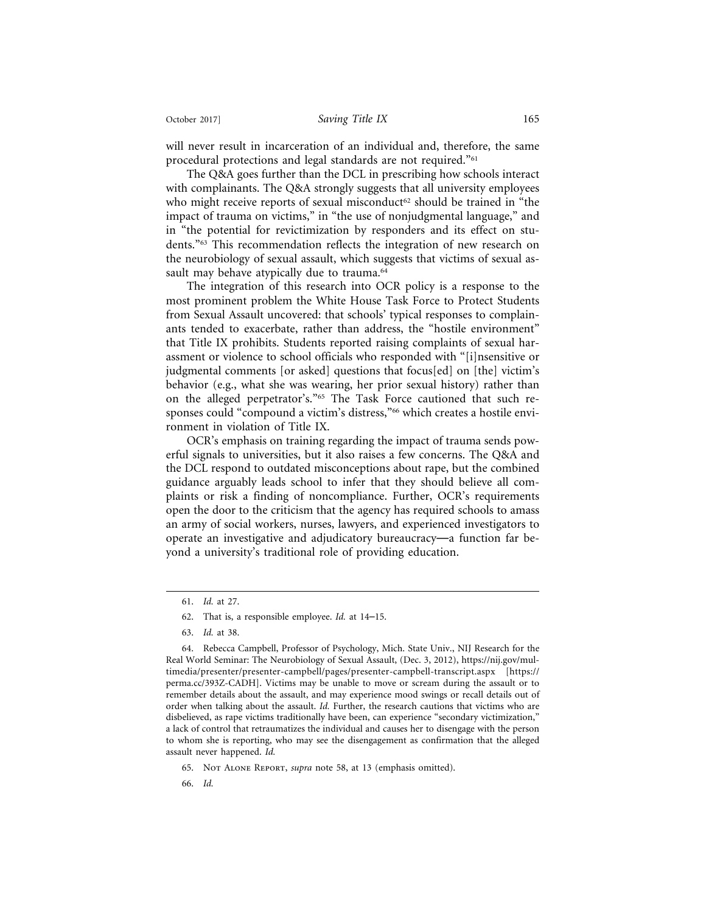will never result in incarceration of an individual and, therefore, the same procedural protections and legal standards are not required."[61]

The Q&A goes further than the DCL in prescribing how schools interact with complainants. The Q&A strongly suggests that all university employees who might receive reports of sexual misconduct[62] should be trained in "the impact of trauma on victims," in "the use of nonjudgmental language," and in "the potential for revictimization by responders and its effect on students."[63] This recommendation reflects the integration of new research on the neurobiology of sexual assault, which suggests that victims of sexual assault may behave atypically due to trauma.[64]

The integration of this research into OCR policy is a response to the most prominent problem the White House Task Force to Protect Students from Sexual Assault uncovered: that schools' typical responses to complainants tended to exacerbate, rather than address, the "hostile environment" that Title IX prohibits. Students reported raising complaints of sexual harassment or violence to school officials who responded with "[i]nsensitive or judgmental comments [or asked] questions that focus[ed] on [the] victim's behavior (e.g., what she was wearing, her prior sexual history) rather than on the alleged perpetrator's."[65] The Task Force cautioned that such responses could "compound a victim's distress,"[66] which creates a hostile environment in violation of Title IX.

OCR's emphasis on training regarding the impact of trauma sends powerful signals to universities, but it also raises a few concerns. The Q&A and the DCL respond to outdated misconceptions about rape, but the combined guidance arguably leads school to infer that they should believe all complaints or risk a finding of noncompliance. Further, OCR's requirements open the door to the criticism that the agency has required schools to amass an army of social workers, nurses, lawyers, and experienced investigators to operate an investigative and adjudicatory bureaucracy—a function far beyond a university's traditional role of providing education.

---

61. *Id.* at 27.

62. That is, a responsible employee. *Id.* at 14–15.

63. *Id.* at 38.

64. Rebecca Campbell, Professor of Psychology, Mich. State Univ., NIJ Research for the Real World Seminar: The Neurobiology of Sexual Assault, (Dec. 3, 2012), https://nij.gov/multimedia/presenter/presenter-campbell/pages/presenter-campbell-transcript.aspx [https://perma.cc/393Z-CADH]. Victims may be unable to move or scream during the assault or to remember details about the assault, and may experience mood swings or recall details out of order when talking about the assault. *Id.* Further, the research cautions that victims who are disbelieved, as rape victims traditionally have been, can experience "secondary victimization," a lack of control that retraumatizes the individual and causes her to disengage with the person to whom she is reporting, who may see the disengagement as confirmation that the alleged assault never happened. *Id.*

65. Not Alone Report, *supra* note 58, at 13 (emphasis omitted).

66. *Id.*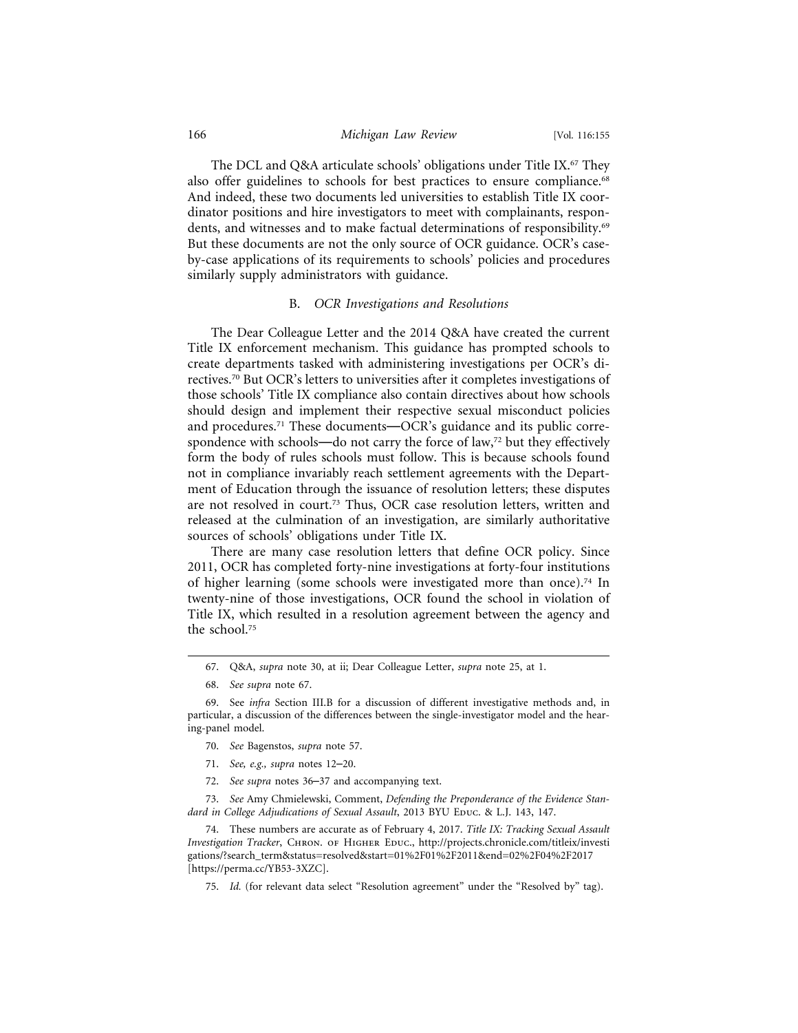The DCL and Q&A articulate schools' obligations under Title IX.[67] They also offer guidelines to schools for best practices to ensure compliance.[68] And indeed, these two documents led universities to establish Title IX coordinator positions and hire investigators to meet with complainants, respondents, and witnesses and to make factual determinations of responsibility.[69] But these documents are not the only source of OCR guidance. OCR's case-by-case applications of its requirements to schools' policies and procedures similarly supply administrators with guidance.

### B. *OCR Investigations and Resolutions*

The Dear Colleague Letter and the 2014 Q&A have created the current Title IX enforcement mechanism. This guidance has prompted schools to create departments tasked with administering investigations per OCR's directives.[70] But OCR's letters to universities after it completes investigations of those schools' Title IX compliance also contain directives about how schools should design and implement their respective sexual misconduct policies and procedures.[71] These documents—OCR's guidance and its public correspondence with schools—do not carry the force of law,[72] but they effectively form the body of rules schools must follow. This is because schools found not in compliance invariably reach settlement agreements with the Department of Education through the issuance of resolution letters; these disputes are not resolved in court.[73] Thus, OCR case resolution letters, written and released at the culmination of an investigation, are similarly authoritative sources of schools' obligations under Title IX.

There are many case resolution letters that define OCR policy. Since 2011, OCR has completed forty-nine investigations at forty-four institutions of higher learning (some schools were investigated more than once).[74] In twenty-nine of those investigations, OCR found the school in violation of Title IX, which resulted in a resolution agreement between the agency and the school.[75]

---

67. Q&A, *supra* note 30, at ii; Dear Colleague Letter, *supra* note 25, at 1.

68. *See supra* note 67.

69. See *infra* Section III.B for a discussion of different investigative methods and, in particular, a discussion of the differences between the single-investigator model and the hearing-panel model.

70. *See* Bagenstos, *supra* note 57.

71. *See, e.g., supra* notes 12–20.

72. *See supra* notes 36–37 and accompanying text.

73. *See* Amy Chmielewski, Comment, *Defending the Preponderance of the Evidence Standard in College Adjudications of Sexual Assault*, 2013 BYU Educ. & L.J. 143, 147.

74. These numbers are accurate as of February 4, 2017. *Title IX: Tracking Sexual Assault Investigation Tracker*, Chron. of Higher Educ., http://projects.chronicle.com/titleix/investigations/?search_term&status=resolved&start=01%2F01%2F2011&end=02%2F04%2F2017 [https://perma.cc/YB53-3XZC].

75. *Id.* (for relevant data select "Resolution agreement" under the "Resolved by" tag).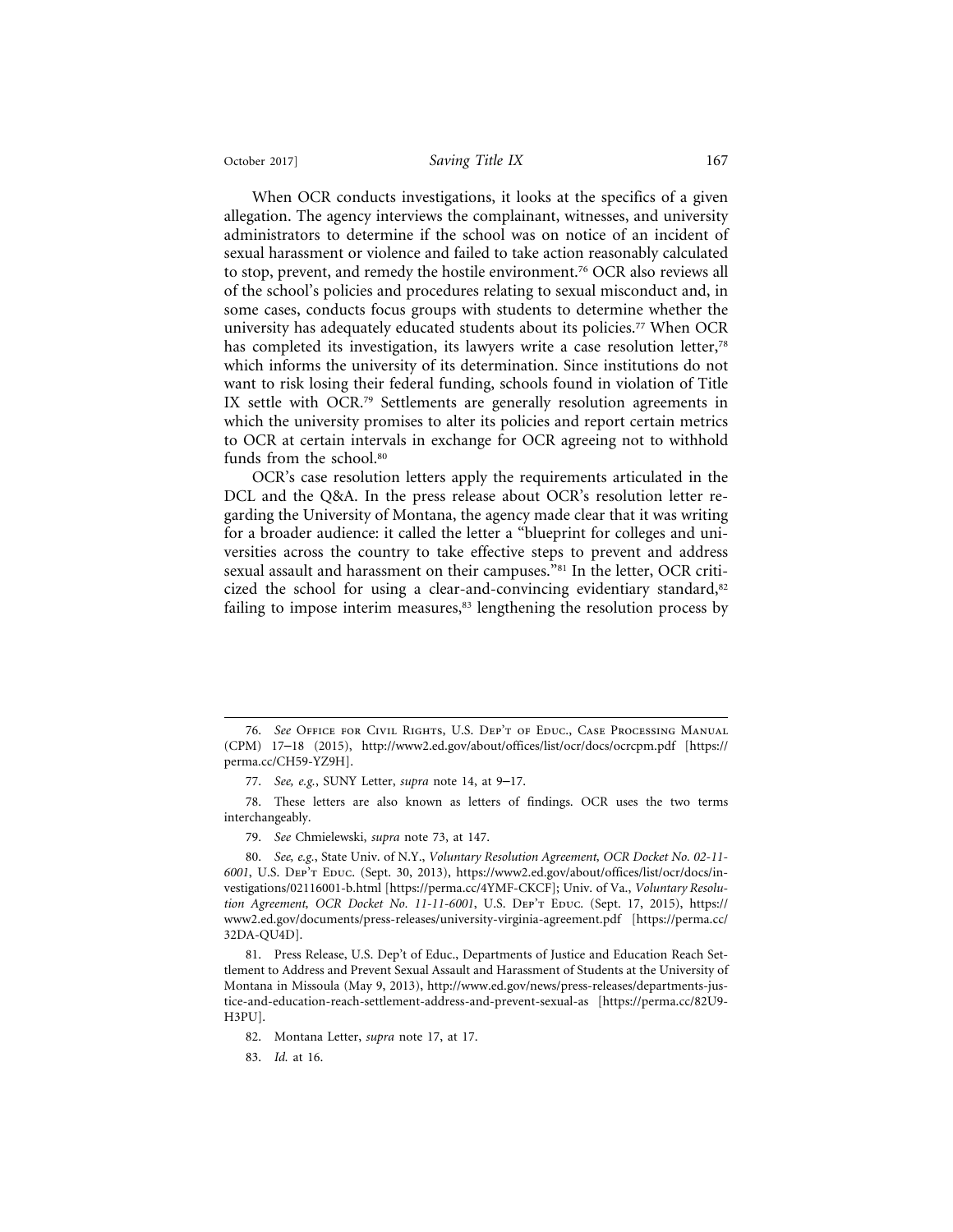When OCR conducts investigations, it looks at the specifics of a given allegation. The agency interviews the complainant, witnesses, and university administrators to determine if the school was on notice of an incident of sexual harassment or violence and failed to take action reasonably calculated to stop, prevent, and remedy the hostile environment.[76] OCR also reviews all of the school's policies and procedures relating to sexual misconduct and, in some cases, conducts focus groups with students to determine whether the university has adequately educated students about its policies.[77] When OCR has completed its investigation, its lawyers write a case resolution letter,[78] which informs the university of its determination. Since institutions do not want to risk losing their federal funding, schools found in violation of Title IX settle with OCR.[79] Settlements are generally resolution agreements in which the university promises to alter its policies and report certain metrics to OCR at certain intervals in exchange for OCR agreeing not to withhold funds from the school.[80]

OCR's case resolution letters apply the requirements articulated in the DCL and the Q&A. In the press release about OCR's resolution letter regarding the University of Montana, the agency made clear that it was writing for a broader audience: it called the letter a "blueprint for colleges and universities across the country to take effective steps to prevent and address sexual assault and harassment on their campuses."[81] In the letter, OCR criticized the school for using a clear-and-convincing evidentiary standard,[82] failing to impose interim measures,[83] lengthening the resolution process by

---

76. *See* Office for Civil Rights, U.S. Dep't of Educ., Case Processing Manual (CPM) 17–18 (2015), http://www2.ed.gov/about/offices/list/ocr/docs/ocrcpm.pdf [https://perma.cc/CH59-YZ9H].

77. *See, e.g.*, SUNY Letter, *supra* note 14, at 9–17.

78. These letters are also known as letters of findings. OCR uses the two terms interchangeably.

79. *See* Chmielewski, *supra* note 73, at 147.

80. *See, e.g.*, State Univ. of N.Y., *Voluntary Resolution Agreement, OCR Docket No. 02-11-6001*, U.S. Dep't Educ. (Sept. 30, 2013), https://www2.ed.gov/about/offices/list/ocr/docs/investigations/02116001-b.html [https://perma.cc/4YMF-CKCF]; Univ. of Va., *Voluntary Resolution Agreement, OCR Docket No. 11-11-6001*, U.S. Dep't Educ. (Sept. 17, 2015), https://www2.ed.gov/documents/press-releases/university-virginia-agreement.pdf [https://perma.cc/32DA-QU4D].

81. Press Release, U.S. Dep't of Educ., Departments of Justice and Education Reach Settlement to Address and Prevent Sexual Assault and Harassment of Students at the University of Montana in Missoula (May 9, 2013), http://www.ed.gov/news/press-releases/departments-justice-and-education-reach-settlement-address-and-prevent-sexual-as [https://perma.cc/82U9-H3PU].

82. Montana Letter, *supra* note 17, at 17.

83. *Id.* at 16.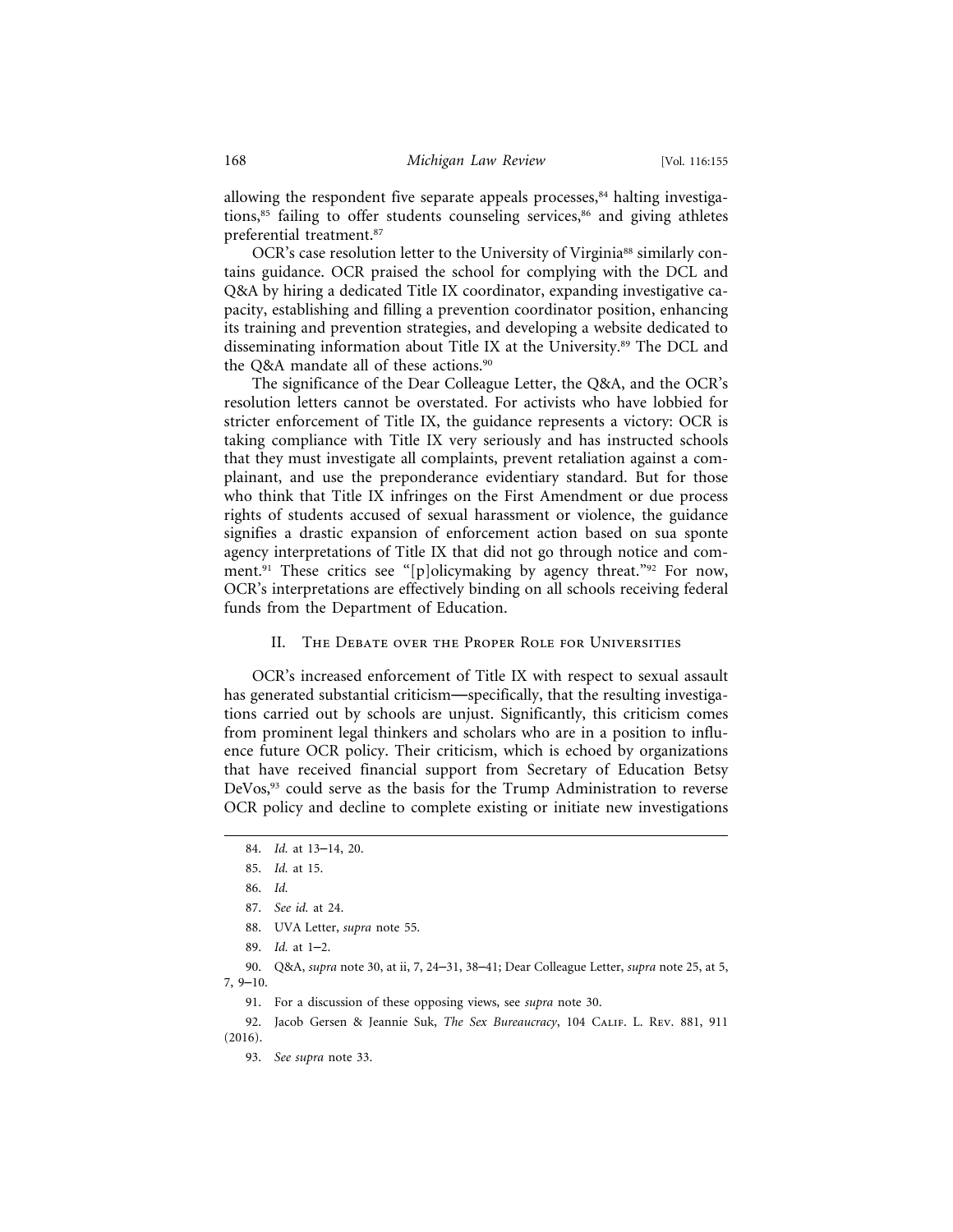allowing the respondent five separate appeals processes,[84] halting investigations,[85] failing to offer students counseling services,[86] and giving athletes preferential treatment.[87]

OCR's case resolution letter to the University of Virginia[88] similarly contains guidance. OCR praised the school for complying with the DCL and Q&A by hiring a dedicated Title IX coordinator, expanding investigative capacity, establishing and filling a prevention coordinator position, enhancing its training and prevention strategies, and developing a website dedicated to disseminating information about Title IX at the University.[89] The DCL and the Q&A mandate all of these actions.[90]

The significance of the Dear Colleague Letter, the Q&A, and the OCR's resolution letters cannot be overstated. For activists who have lobbied for stricter enforcement of Title IX, the guidance represents a victory: OCR is taking compliance with Title IX very seriously and has instructed schools that they must investigate all complaints, prevent retaliation against a complainant, and use the preponderance evidentiary standard. But for those who think that Title IX infringes on the First Amendment or due process rights of students accused of sexual harassment or violence, the guidance signifies a drastic expansion of enforcement action based on sua sponte agency interpretations of Title IX that did not go through notice and comment.[91] These critics see "[p]olicymaking by agency threat."[92] For now, OCR's interpretations are effectively binding on all schools receiving federal funds from the Department of Education.

## II. The Debate over the Proper Role for Universities

OCR's increased enforcement of Title IX with respect to sexual assault has generated substantial criticism—specifically, that the resulting investigations carried out by schools are unjust. Significantly, this criticism comes from prominent legal thinkers and scholars who are in a position to influence future OCR policy. Their criticism, which is echoed by organizations that have received financial support from Secretary of Education Betsy DeVos,[93] could serve as the basis for the Trump Administration to reverse OCR policy and decline to complete existing or initiate new investigations

---

84. *Id.* at 13–14, 20.

85. *Id.* at 15.

86. *Id.*

87. *See id.* at 24.

88. UVA Letter, *supra* note 55.

89. *Id.* at 1–2.

90. Q&A, *supra* note 30, at ii, 7, 24–31, 38–41; Dear Colleague Letter, *supra* note 25, at 5, 7, 9–10.

91. For a discussion of these opposing views, see *supra* note 30.

92. Jacob Gersen & Jeannie Suk, *The Sex Bureaucracy*, 104 Calif. L. Rev. 881, 911 (2016).

93. *See supra* note 33.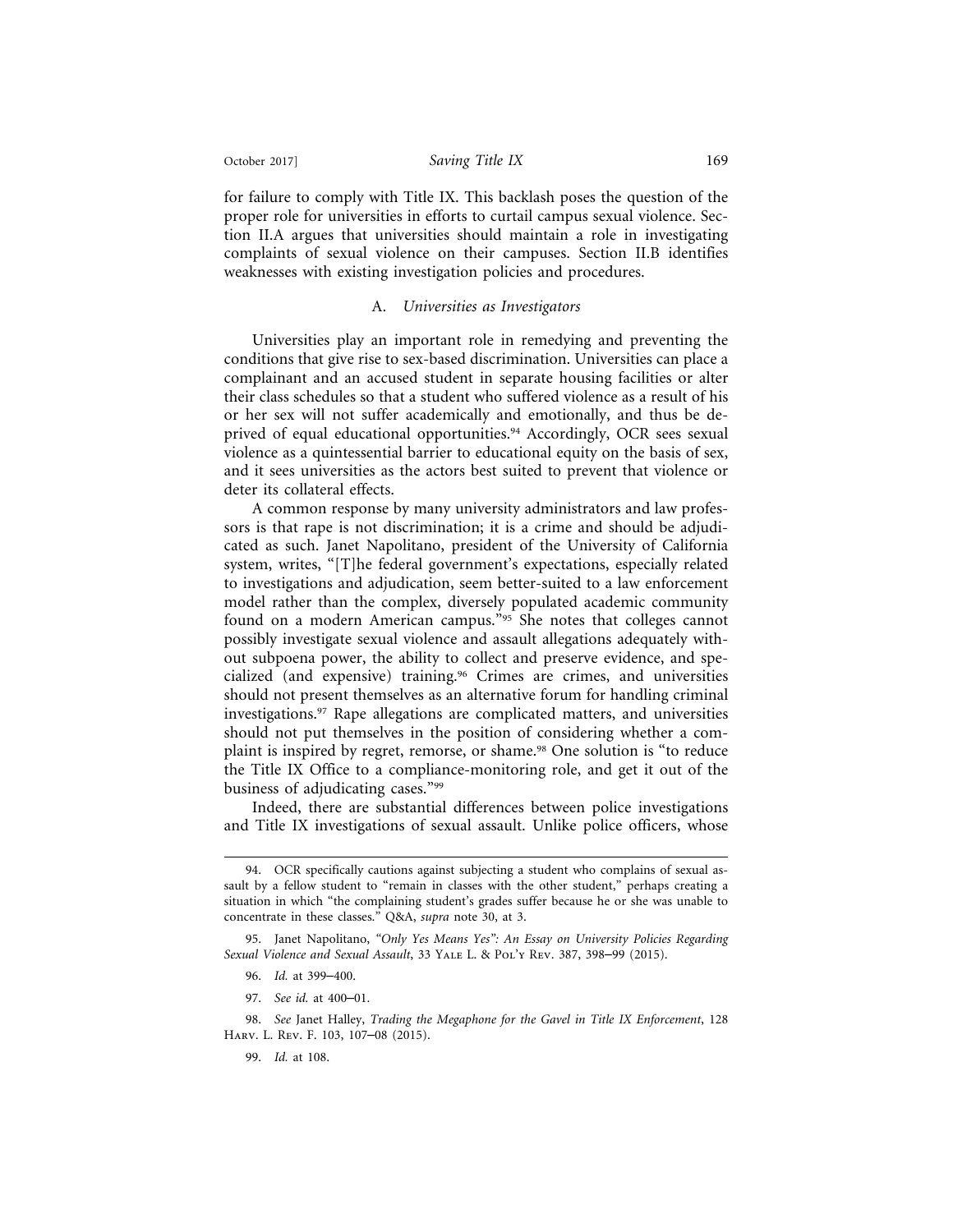for failure to comply with Title IX. This backlash poses the question of the proper role for universities in efforts to curtail campus sexual violence. Section II.A argues that universities should maintain a role in investigating complaints of sexual violence on their campuses. Section II.B identifies weaknesses with existing investigation policies and procedures.

### A. *Universities as Investigators*

Universities play an important role in remedying and preventing the conditions that give rise to sex-based discrimination. Universities can place a complainant and an accused student in separate housing facilities or alter their class schedules so that a student who suffered violence as a result of his or her sex will not suffer academically and emotionally, and thus be deprived of equal educational opportunities.[94] Accordingly, OCR sees sexual violence as a quintessential barrier to educational equity on the basis of sex, and it sees universities as the actors best suited to prevent that violence or deter its collateral effects.

A common response by many university administrators and law professors is that rape is not discrimination; it is a crime and should be adjudicated as such. Janet Napolitano, president of the University of California system, writes, "[T]he federal government's expectations, especially related to investigations and adjudication, seem better-suited to a law enforcement model rather than the complex, diversely populated academic community found on a modern American campus."[95] She notes that colleges cannot possibly investigate sexual violence and assault allegations adequately without subpoena power, the ability to collect and preserve evidence, and specialized (and expensive) training.[96] Crimes are crimes, and universities should not present themselves as an alternative forum for handling criminal investigations.[97] Rape allegations are complicated matters, and universities should not put themselves in the position of considering whether a complaint is inspired by regret, remorse, or shame.[98] One solution is "to reduce the Title IX Office to a compliance-monitoring role, and get it out of the business of adjudicating cases."[99]

Indeed, there are substantial differences between police investigations and Title IX investigations of sexual assault. Unlike police officers, whose

---

94. OCR specifically cautions against subjecting a student who complains of sexual assault by a fellow student to "remain in classes with the other student," perhaps creating a situation in which "the complaining student's grades suffer because he or she was unable to concentrate in these classes." Q&A, *supra* note 30, at 3.

95. Janet Napolitano, *"Only Yes Means Yes": An Essay on University Policies Regarding Sexual Violence and Sexual Assault*, 33 Yale L. & Pol'y Rev. 387, 398–99 (2015).

96. *Id.* at 399–400.

97. *See id.* at 400–01.

98. *See* Janet Halley, *Trading the Megaphone for the Gavel in Title IX Enforcement*, 128 Harv. L. Rev. F. 103, 107–08 (2015).

99. *Id.* at 108.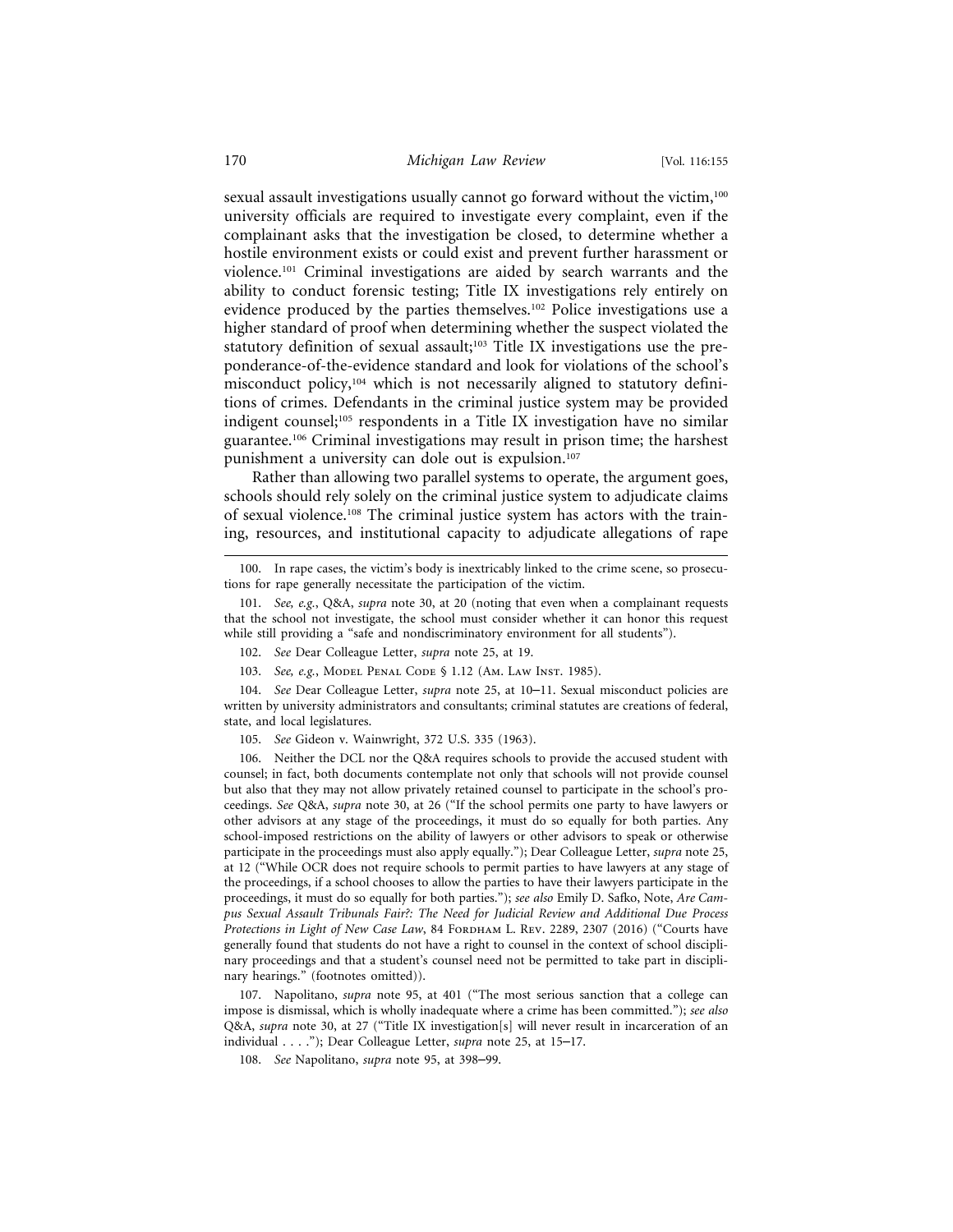sexual assault investigations usually cannot go forward without the victim,[100] university officials are required to investigate every complaint, even if the complainant asks that the investigation be closed, to determine whether a hostile environment exists or could exist and prevent further harassment or violence.[101] Criminal investigations are aided by search warrants and the ability to conduct forensic testing; Title IX investigations rely entirely on evidence produced by the parties themselves.[102] Police investigations use a higher standard of proof when determining whether the suspect violated the statutory definition of sexual assault;[103] Title IX investigations use the preponderance-of-the-evidence standard and look for violations of the school's misconduct policy,[104] which is not necessarily aligned to statutory definitions of crimes. Defendants in the criminal justice system may be provided indigent counsel;[105] respondents in a Title IX investigation have no similar guarantee.[106] Criminal investigations may result in prison time; the harshest punishment a university can dole out is expulsion.[107]

Rather than allowing two parallel systems to operate, the argument goes, schools should rely solely on the criminal justice system to adjudicate claims of sexual violence.[108] The criminal justice system has actors with the training, resources, and institutional capacity to adjudicate allegations of rape

---

100. In rape cases, the victim's body is inextricably linked to the crime scene, so prosecutions for rape generally necessitate the participation of the victim.

101. *See, e.g.*, Q&A, *supra* note 30, at 20 (noting that even when a complainant requests that the school not investigate, the school must consider whether it can honor this request while still providing a "safe and nondiscriminatory environment for all students").

102. *See* Dear Colleague Letter, *supra* note 25, at 19.

103. *See, e.g.*, Model Penal Code § 1.12 (Am. Law Inst. 1985).

104. *See* Dear Colleague Letter, *supra* note 25, at 10–11. Sexual misconduct policies are written by university administrators and consultants; criminal statutes are creations of federal, state, and local legislatures.

105. *See* Gideon v. Wainwright, 372 U.S. 335 (1963).

106. Neither the DCL nor the Q&A requires schools to provide the accused student with counsel; in fact, both documents contemplate not only that schools will not provide counsel but also that they may not allow privately retained counsel to participate in the school's proceedings. *See* Q&A, *supra* note 30, at 26 ("If the school permits one party to have lawyers or other advisors at any stage of the proceedings, it must do so equally for both parties. Any school-imposed restrictions on the ability of lawyers or other advisors to speak or otherwise participate in the proceedings must also apply equally."); Dear Colleague Letter, *supra* note 25, at 12 ("While OCR does not require schools to permit parties to have lawyers at any stage of the proceedings, if a school chooses to allow the parties to have their lawyers participate in the proceedings, it must do so equally for both parties."); *see also* Emily D. Safko, Note, *Are Campus Sexual Assault Tribunals Fair?: The Need for Judicial Review and Additional Due Process Protections in Light of New Case Law*, 84 Fordham L. Rev. 2289, 2307 (2016) ("Courts have generally found that students do not have a right to counsel in the context of school disciplinary proceedings and that a student's counsel need not be permitted to take part in disciplinary hearings." (footnotes omitted)).

107. Napolitano, *supra* note 95, at 401 ("The most serious sanction that a college can impose is dismissal, which is wholly inadequate where a crime has been committed."); *see also* Q&A, *supra* note 30, at 27 ("Title IX investigation[s] will never result in incarceration of an individual . . . ."); Dear Colleague Letter, *supra* note 25, at 15–17.

108. *See* Napolitano, *supra* note 95, at 398–99.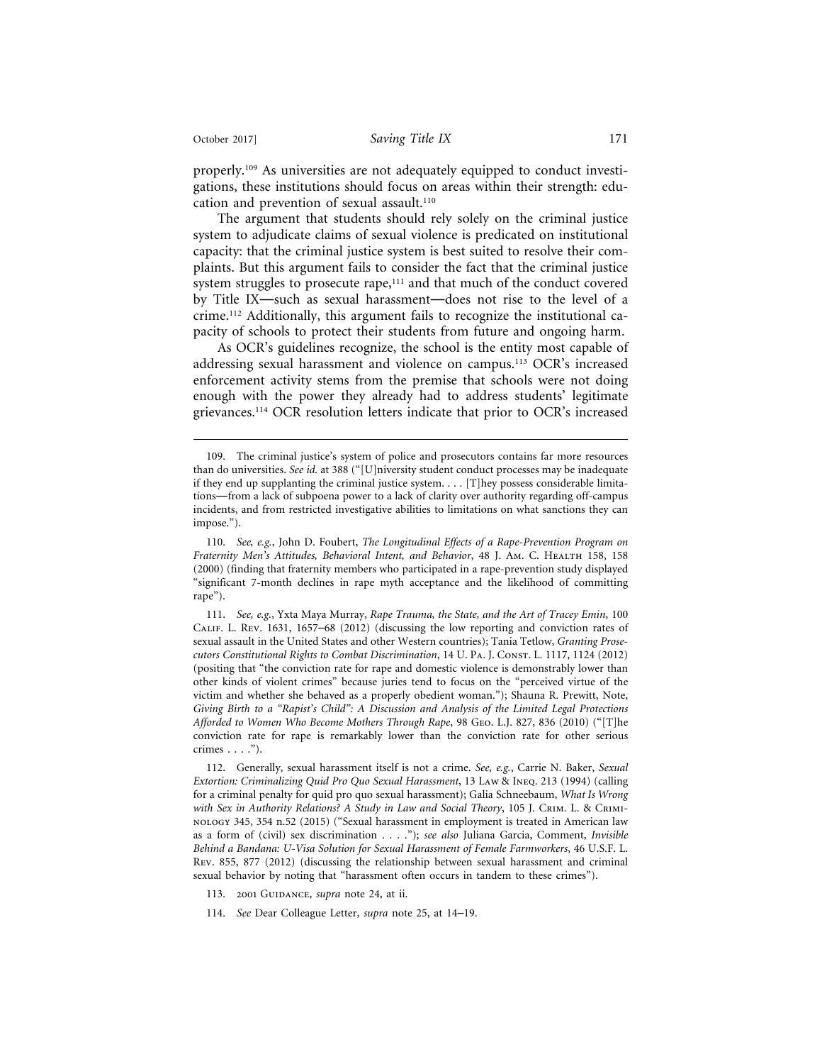properly.[109] As universities are not adequately equipped to conduct investigations, these institutions should focus on areas within their strength: education and prevention of sexual assault.[110]

The argument that students should rely solely on the criminal justice system to adjudicate claims of sexual violence is predicated on institutional capacity: that the criminal justice system is best suited to resolve their complaints. But this argument fails to consider the fact that the criminal justice system struggles to prosecute rape,[111] and that much of the conduct covered by Title IX—such as sexual harassment—does not rise to the level of a crime.[112] Additionally, this argument fails to recognize the institutional capacity of schools to protect their students from future and ongoing harm.

As OCR's guidelines recognize, the school is the entity most capable of addressing sexual harassment and violence on campus.[113] OCR's increased enforcement activity stems from the premise that schools were not doing enough with the power they already had to address students' legitimate grievances.[114] OCR resolution letters indicate that prior to OCR's increased

---

109. The criminal justice's system of police and prosecutors contains far more resources than do universities. *See id.* at 388 ("[U]niversity student conduct processes may be inadequate if they end up supplanting the criminal justice system. . . . [T]hey possess considerable limitations—from a lack of subpoena power to a lack of clarity over authority regarding off-campus incidents, and from restricted investigative abilities to limitations on what sanctions they can impose.").

110. *See, e.g.*, John D. Foubert, *The Longitudinal Effects of a Rape-Prevention Program on Fraternity Men's Attitudes, Behavioral Intent, and Behavior*, 48 J. Am. C. Health 158, 158 (2000) (finding that fraternity members who participated in a rape-prevention study displayed "significant 7-month declines in rape myth acceptance and the likelihood of committing rape").

111. *See, e.g.*, Yxta Maya Murray, *Rape Trauma, the State, and the Art of Tracey Emin*, 100 Calif. L. Rev. 1631, 1657–68 (2012) (discussing the low reporting and conviction rates of sexual assault in the United States and other Western countries); Tania Tetlow, *Granting Prosecutors Constitutional Rights to Combat Discrimination*, 14 U. Pa. J. Const. L. 1117, 1124 (2012) (positing that "the conviction rate for rape and domestic violence is demonstrably lower than other kinds of violent crimes" because juries tend to focus on the "perceived virtue of the victim and whether she behaved as a properly obedient woman."); Shauna R. Prewitt, Note, *Giving Birth to a "Rapist's Child": A Discussion and Analysis of the Limited Legal Protections Afforded to Women Who Become Mothers Through Rape*, 98 Geo. L.J. 827, 836 (2010) ("[T]he conviction rate for rape is remarkably lower than the conviction rate for other serious crimes . . . .").

112. Generally, sexual harassment itself is not a crime. *See, e.g.*, Carrie N. Baker, *Sexual Extortion: Criminalizing Quid Pro Quo Sexual Harassment*, 13 Law & Ineq. 213 (1994) (calling for a criminal penalty for quid pro quo sexual harassment); Galia Schneebaum, *What Is Wrong with Sex in Authority Relations? A Study in Law and Social Theory*, 105 J. Crim. L. & Criminology 345, 354 n.52 (2015) ("Sexual harassment in employment is treated in American law as a form of (civil) sex discrimination . . . ."); *see also* Juliana Garcia, Comment, *Invisible Behind a Bandana: U-Visa Solution for Sexual Harassment of Female Farmworkers*, 46 U.S.F. L. Rev. 855, 877 (2012) (discussing the relationship between sexual harassment and criminal sexual behavior by noting that "harassment often occurs in tandem to these crimes").

113. 2001 Guidance, *supra* note 24, at ii.

114. *See* Dear Colleague Letter, *supra* note 25, at 14–19.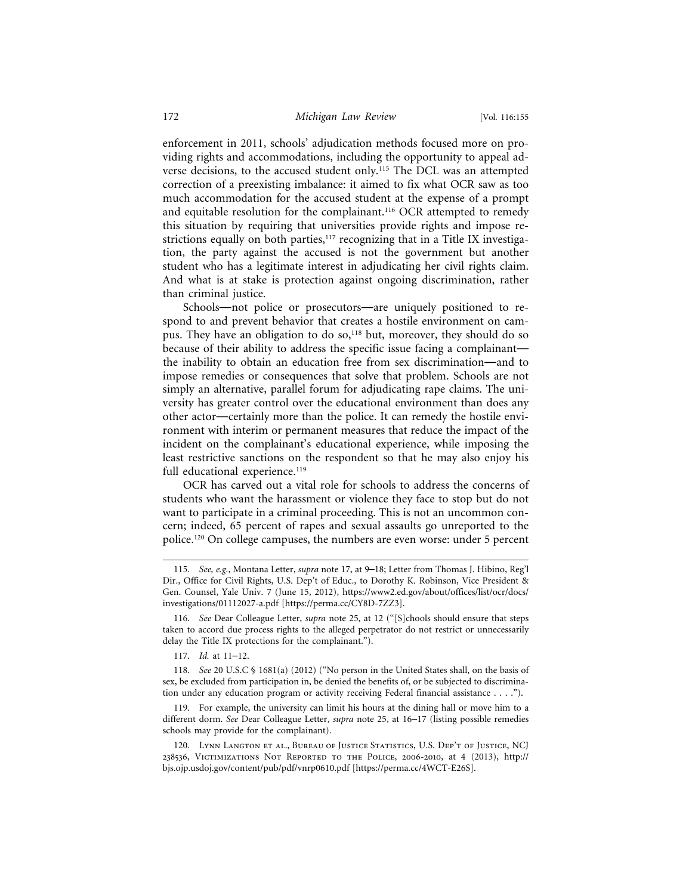enforcement in 2011, schools' adjudication methods focused more on providing rights and accommodations, including the opportunity to appeal adverse decisions, to the accused student only.[115] The DCL was an attempted correction of a preexisting imbalance: it aimed to fix what OCR saw as too much accommodation for the accused student at the expense of a prompt and equitable resolution for the complainant.[116] OCR attempted to remedy this situation by requiring that universities provide rights and impose restrictions equally on both parties,[117] recognizing that in a Title IX investigation, the party against the accused is not the government but another student who has a legitimate interest in adjudicating her civil rights claim. And what is at stake is protection against ongoing discrimination, rather than criminal justice.

Schools—not police or prosecutors—are uniquely positioned to respond to and prevent behavior that creates a hostile environment on campus. They have an obligation to do so,[118] but, moreover, they should do so because of their ability to address the specific issue facing a complainant—the inability to obtain an education free from sex discrimination—and to impose remedies or consequences that solve that problem. Schools are not simply an alternative, parallel forum for adjudicating rape claims. The university has greater control over the educational environment than does any other actor—certainly more than the police. It can remedy the hostile environment with interim or permanent measures that reduce the impact of the incident on the complainant's educational experience, while imposing the least restrictive sanctions on the respondent so that he may also enjoy his full educational experience.[119]

OCR has carved out a vital role for schools to address the concerns of students who want the harassment or violence they face to stop but do not want to participate in a criminal proceeding. This is not an uncommon concern; indeed, 65 percent of rapes and sexual assaults go unreported to the police.[120] On college campuses, the numbers are even worse: under 5 percent

---

115. *See, e.g.*, Montana Letter, *supra* note 17, at 9–18; Letter from Thomas J. Hibino, Reg'l Dir., Office for Civil Rights, U.S. Dep't of Educ., to Dorothy K. Robinson, Vice President & Gen. Counsel, Yale Univ. 7 (June 15, 2012), https://www2.ed.gov/about/offices/list/ocr/docs/investigations/01112027-a.pdf [https://perma.cc/CY8D-7ZZ3].

116. *See* Dear Colleague Letter, *supra* note 25, at 12 ("[S]chools should ensure that steps taken to accord due process rights to the alleged perpetrator do not restrict or unnecessarily delay the Title IX protections for the complainant.").

117. *Id.* at 11–12.

118. *See* 20 U.S.C § 1681(a) (2012) ("No person in the United States shall, on the basis of sex, be excluded from participation in, be denied the benefits of, or be subjected to discrimination under any education program or activity receiving Federal financial assistance . . . .").

119. For example, the university can limit his hours at the dining hall or move him to a different dorm. *See* Dear Colleague Letter, *supra* note 25, at 16–17 (listing possible remedies schools may provide for the complainant).

120. Lynn Langton et al., Bureau of Justice Statistics, U.S. Dep't of Justice, NCJ 238536, Victimizations Not Reported to the Police, 2006-2010, at 4 (2013), http://bjs.ojp.usdoj.gov/content/pub/pdf/vnrp0610.pdf [https://perma.cc/4WCT-E26S].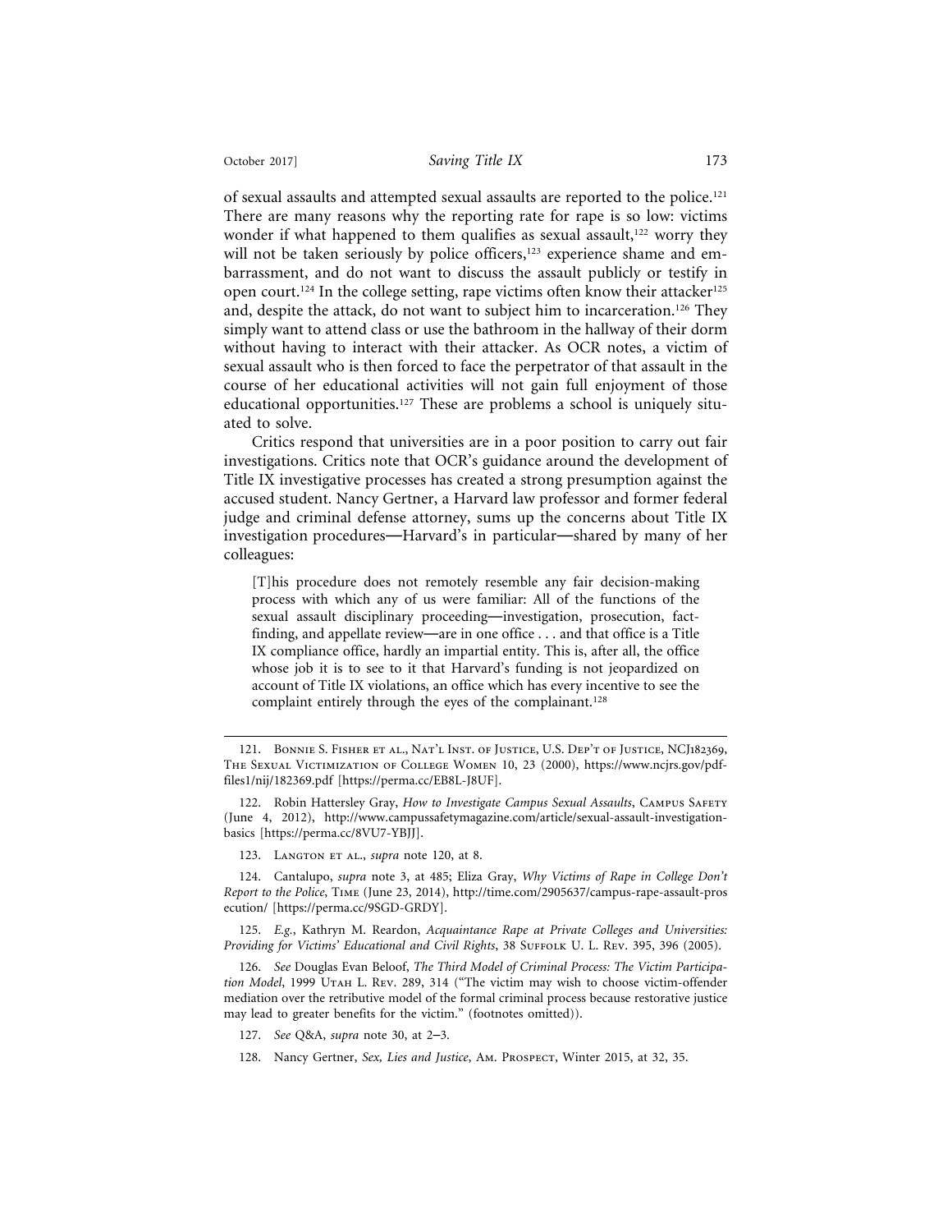of sexual assaults and attempted sexual assaults are reported to the police.[121] There are many reasons why the reporting rate for rape is so low: victims wonder if what happened to them qualifies as sexual assault,[122] worry they will not be taken seriously by police officers,[123] experience shame and embarrassment, and do not want to discuss the assault publicly or testify in open court.[124] In the college setting, rape victims often know their attacker[125] and, despite the attack, do not want to subject him to incarceration.[126] They simply want to attend class or use the bathroom in the hallway of their dorm without having to interact with their attacker. As OCR notes, a victim of sexual assault who is then forced to face the perpetrator of that assault in the course of her educational activities will not gain full enjoyment of those educational opportunities.[127] These are problems a school is uniquely situated to solve.

Critics respond that universities are in a poor position to carry out fair investigations. Critics note that OCR's guidance around the development of Title IX investigative processes has created a strong presumption against the accused student. Nancy Gertner, a Harvard law professor and former federal judge and criminal defense attorney, sums up the concerns about Title IX investigation procedures—Harvard's in particular—shared by many of her colleagues:

> [T]his procedure does not remotely resemble any fair decision-making process with which any of us were familiar: All of the functions of the sexual assault disciplinary proceeding—investigation, prosecution, fact-finding, and appellate review—are in one office . . . and that office is a Title IX compliance office, hardly an impartial entity. This is, after all, the office whose job it is to see to it that Harvard's funding is not jeopardized on account of Title IX violations, an office which has every incentive to see the complaint entirely through the eyes of the complainant.[128]

---

121. Bonnie S. Fisher et al., Nat'l Inst. of Justice, U.S. Dep't of Justice, NCJ182369, The Sexual Victimization of College Women 10, 23 (2000), https://www.ncjrs.gov/pdffiles1/nij/182369.pdf [https://perma.cc/EB8L-J8UF].

122. Robin Hattersley Gray, *How to Investigate Campus Sexual Assaults*, Campus Safety (June 4, 2012), http://www.campussafetymagazine.com/article/sexual-assault-investigation-basics [https://perma.cc/8VU7-YBJJ].

123. Langton et al., *supra* note 120, at 8.

124. Cantalupo, *supra* note 3, at 485; Eliza Gray, *Why Victims of Rape in College Don't Report to the Police*, Time (June 23, 2014), http://time.com/2905637/campus-rape-assault-prosecution/ [https://perma.cc/9SGD-GRDY].

125. *E.g.*, Kathryn M. Reardon, *Acquaintance Rape at Private Colleges and Universities: Providing for Victims' Educational and Civil Rights*, 38 Suffolk U. L. Rev. 395, 396 (2005).

126. *See* Douglas Evan Beloof, *The Third Model of Criminal Process: The Victim Participation Model*, 1999 Utah L. Rev. 289, 314 ("The victim may wish to choose victim-offender mediation over the retributive model of the formal criminal process because restorative justice may lead to greater benefits for the victim." (footnotes omitted)).

127. *See* Q&A, *supra* note 30, at 2–3.

128. Nancy Gertner, *Sex, Lies and Justice*, Am. Prospect, Winter 2015, at 32, 35.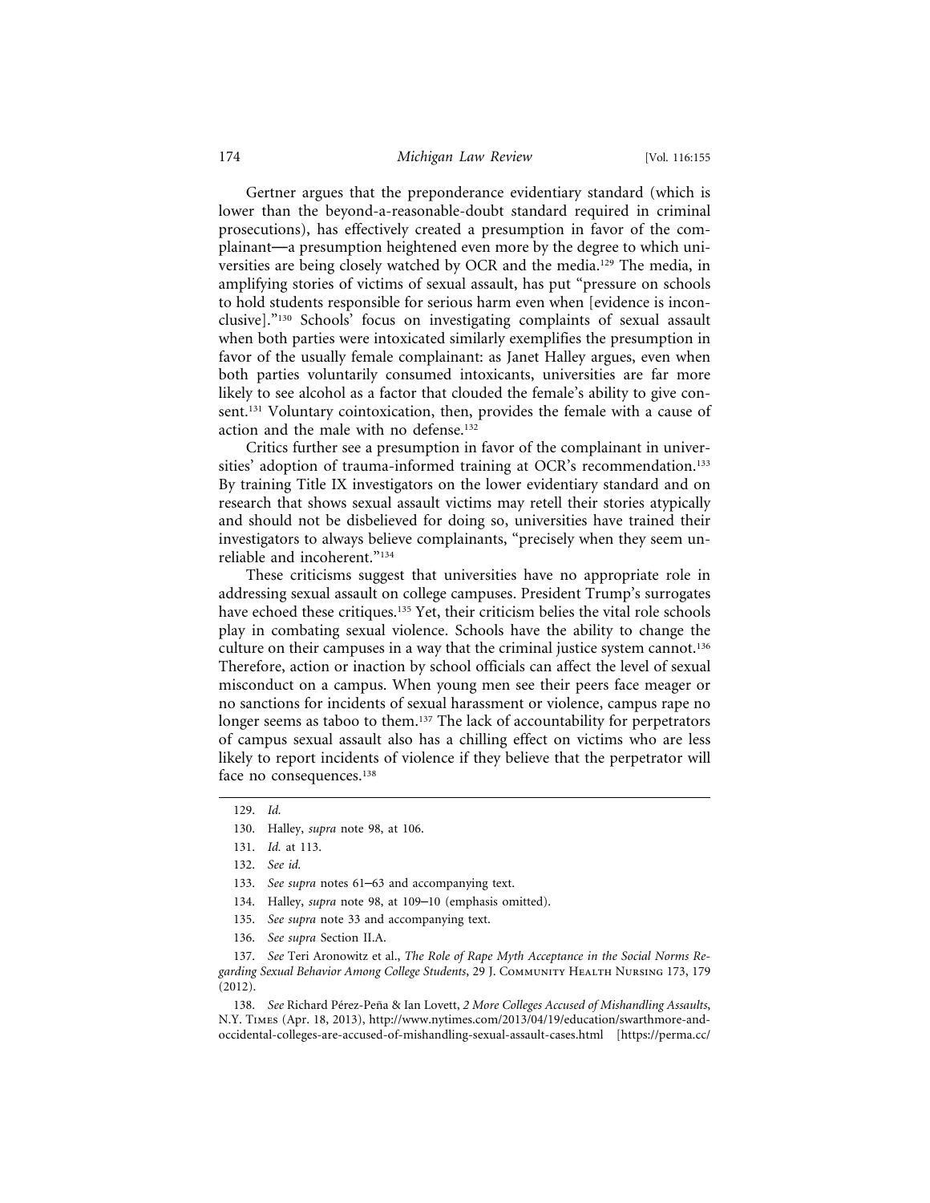Gertner argues that the preponderance evidentiary standard (which is lower than the beyond-a-reasonable-doubt standard required in criminal prosecutions), has effectively created a presumption in favor of the complainant—a presumption heightened even more by the degree to which universities are being closely watched by OCR and the media.[129] The media, in amplifying stories of victims of sexual assault, has put "pressure on schools to hold students responsible for serious harm even when [evidence is inconclusive]."[130] Schools' focus on investigating complaints of sexual assault when both parties were intoxicated similarly exemplifies the presumption in favor of the usually female complainant: as Janet Halley argues, even when both parties voluntarily consumed intoxicants, universities are far more likely to see alcohol as a factor that clouded the female's ability to give consent.[131] Voluntary cointoxication, then, provides the female with a cause of action and the male with no defense.[132]

Critics further see a presumption in favor of the complainant in universities' adoption of trauma-informed training at OCR's recommendation.[133] By training Title IX investigators on the lower evidentiary standard and on research that shows sexual assault victims may retell their stories atypically and should not be disbelieved for doing so, universities have trained their investigators to always believe complainants, "precisely when they seem unreliable and incoherent."[134]

These criticisms suggest that universities have no appropriate role in addressing sexual assault on college campuses. President Trump's surrogates have echoed these critiques.[135] Yet, their criticism belies the vital role schools play in combating sexual violence. Schools have the ability to change the culture on their campuses in a way that the criminal justice system cannot.[136] Therefore, action or inaction by school officials can affect the level of sexual misconduct on a campus. When young men see their peers face meager or no sanctions for incidents of sexual harassment or violence, campus rape no longer seems as taboo to them.[137] The lack of accountability for perpetrators of campus sexual assault also has a chilling effect on victims who are less likely to report incidents of violence if they believe that the perpetrator will face no consequences.[138]

---

129. *Id.*

130. Halley, *supra* note 98, at 106.

131. *Id.* at 113.

132. *See id.*

133. *See supra* notes 61–63 and accompanying text.

134. Halley, *supra* note 98, at 109–10 (emphasis omitted).

135. *See supra* note 33 and accompanying text.

136. *See supra* Section II.A.

137. *See* Teri Aronowitz et al., *The Role of Rape Myth Acceptance in the Social Norms Regarding Sexual Behavior Among College Students*, 29 J. Community Health Nursing 173, 179 (2012).

138. *See* Richard Pérez-Peña & Ian Lovett, *2 More Colleges Accused of Mishandling Assaults*, N.Y. Times (Apr. 18, 2013), http://www.nytimes.com/2013/04/19/education/swarthmore-and-occidental-colleges-are-accused-of-mishandling-sexual-assault-cases.html [https://perma.cc/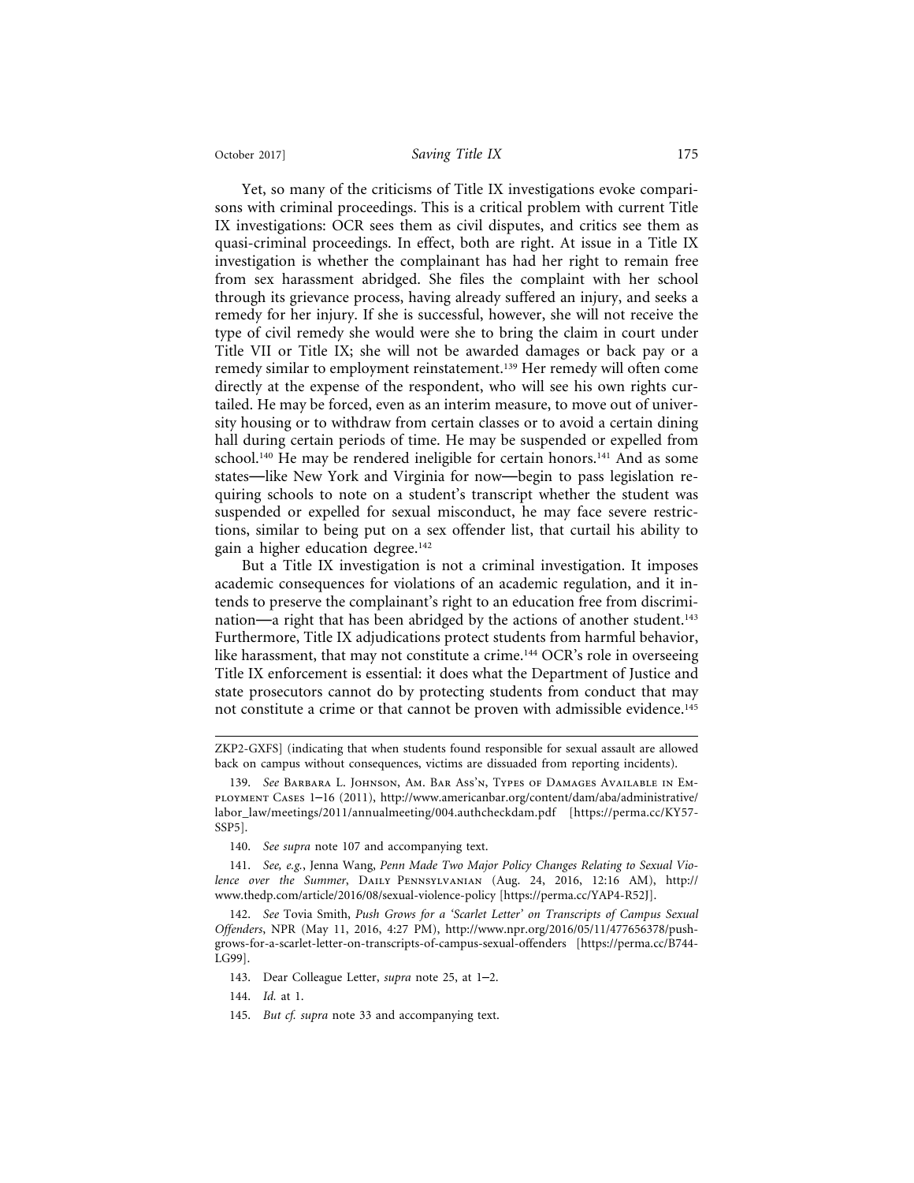Yet, so many of the criticisms of Title IX investigations evoke comparisons with criminal proceedings. This is a critical problem with current Title IX investigations: OCR sees them as civil disputes, and critics see them as quasi-criminal proceedings. In effect, both are right. At issue in a Title IX investigation is whether the complainant has had her right to remain free from sex harassment abridged. She files the complaint with her school through its grievance process, having already suffered an injury, and seeks a remedy for her injury. If she is successful, however, she will not receive the type of civil remedy she would were she to bring the claim in court under Title VII or Title IX; she will not be awarded damages or back pay or a remedy similar to employment reinstatement.[139] Her remedy will often come directly at the expense of the respondent, who will see his own rights curtailed. He may be forced, even as an interim measure, to move out of university housing or to withdraw from certain classes or to avoid a certain dining hall during certain periods of time. He may be suspended or expelled from school.[140] He may be rendered ineligible for certain honors.[141] And as some states—like New York and Virginia for now—begin to pass legislation requiring schools to note on a student's transcript whether the student was suspended or expelled for sexual misconduct, he may face severe restrictions, similar to being put on a sex offender list, that curtail his ability to gain a higher education degree.[142]

But a Title IX investigation is not a criminal investigation. It imposes academic consequences for violations of an academic regulation, and it intends to preserve the complainant's right to an education free from discrimination—a right that has been abridged by the actions of another student.[143] Furthermore, Title IX adjudications protect students from harmful behavior, like harassment, that may not constitute a crime.[144] OCR's role in overseeing Title IX enforcement is essential: it does what the Department of Justice and state prosecutors cannot do by protecting students from conduct that may not constitute a crime or that cannot be proven with admissible evidence.[145]

---

ZKP2-GXFS] (indicating that when students found responsible for sexual assault are allowed back on campus without consequences, victims are dissuaded from reporting incidents).

139. *See* Barbara L. Johnson, Am. Bar Ass'n, Types of Damages Available in Employment Cases 1–16 (2011), http://www.americanbar.org/content/dam/aba/administrative/labor_law/meetings/2011/annualmeeting/004.authcheckdam.pdf [https://perma.cc/KY57-SSP5].

140. *See supra* note 107 and accompanying text.

141. *See, e.g.*, Jenna Wang, *Penn Made Two Major Policy Changes Relating to Sexual Violence over the Summer*, Daily Pennsylvanian (Aug. 24, 2016, 12:16 AM), http://www.thedp.com/article/2016/08/sexual-violence-policy [https://perma.cc/YAP4-R52J].

142. *See* Tovia Smith, *Push Grows for a 'Scarlet Letter' on Transcripts of Campus Sexual Offenders*, NPR (May 11, 2016, 4:27 PM), http://www.npr.org/2016/05/11/477656378/push-grows-for-a-scarlet-letter-on-transcripts-of-campus-sexual-offenders [https://perma.cc/B744-LG99].

143. Dear Colleague Letter, *supra* note 25, at 1–2.

144. *Id.* at 1.

145. *But cf. supra* note 33 and accompanying text.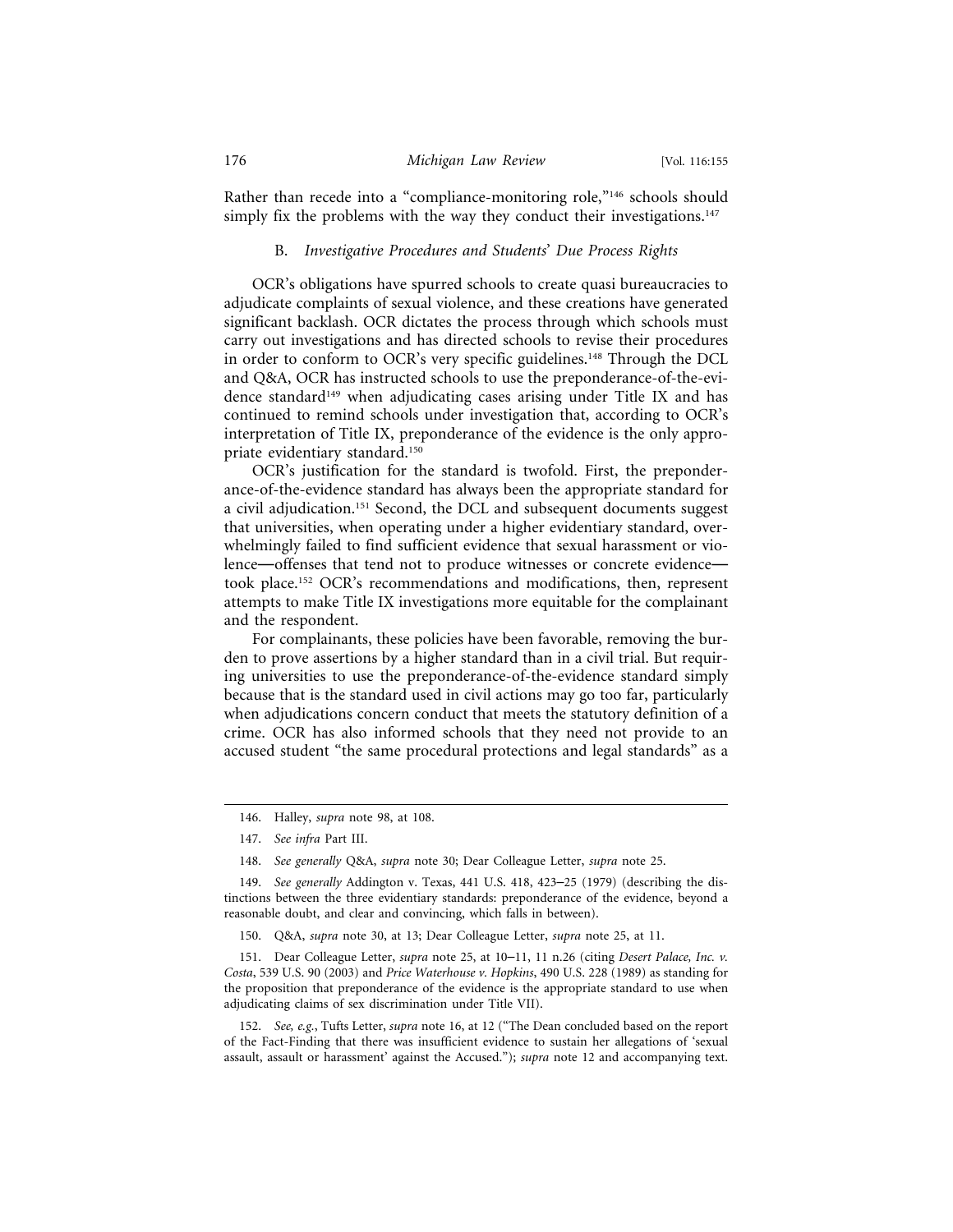Rather than recede into a "compliance-monitoring role,"[146] schools should simply fix the problems with the way they conduct their investigations.[147]

### B. *Investigative Procedures and Students' Due Process Rights*

OCR's obligations have spurred schools to create quasi bureaucracies to adjudicate complaints of sexual violence, and these creations have generated significant backlash. OCR dictates the process through which schools must carry out investigations and has directed schools to revise their procedures in order to conform to OCR's very specific guidelines.[148] Through the DCL and Q&A, OCR has instructed schools to use the preponderance-of-the-evidence standard[149] when adjudicating cases arising under Title IX and has continued to remind schools under investigation that, according to OCR's interpretation of Title IX, preponderance of the evidence is the only appropriate evidentiary standard.[150]

OCR's justification for the standard is twofold. First, the preponderance-of-the-evidence standard has always been the appropriate standard for a civil adjudication.[151] Second, the DCL and subsequent documents suggest that universities, when operating under a higher evidentiary standard, overwhelmingly failed to find sufficient evidence that sexual harassment or violence—offenses that tend not to produce witnesses or concrete evidence—took place.[152] OCR's recommendations and modifications, then, represent attempts to make Title IX investigations more equitable for the complainant and the respondent.

For complainants, these policies have been favorable, removing the burden to prove assertions by a higher standard than in a civil trial. But requiring universities to use the preponderance-of-the-evidence standard simply because that is the standard used in civil actions may go too far, particularly when adjudications concern conduct that meets the statutory definition of a crime. OCR has also informed schools that they need not provide to an accused student "the same procedural protections and legal standards" as a

---

146. Halley, *supra* note 98, at 108.

147. *See infra* Part III.

148. *See generally* Q&A, *supra* note 30; Dear Colleague Letter, *supra* note 25.

149. *See generally* Addington v. Texas, 441 U.S. 418, 423–25 (1979) (describing the distinctions between the three evidentiary standards: preponderance of the evidence, beyond a reasonable doubt, and clear and convincing, which falls in between).

150. Q&A, *supra* note 30, at 13; Dear Colleague Letter, *supra* note 25, at 11.

151. Dear Colleague Letter, *supra* note 25, at 10–11, 11 n.26 (citing *Desert Palace, Inc. v. Costa*, 539 U.S. 90 (2003) and *Price Waterhouse v. Hopkins*, 490 U.S. 228 (1989) as standing for the proposition that preponderance of the evidence is the appropriate standard to use when adjudicating claims of sex discrimination under Title VII).

152. *See, e.g.*, Tufts Letter, *supra* note 16, at 12 ("The Dean concluded based on the report of the Fact-Finding that there was insufficient evidence to sustain her allegations of 'sexual assault, assault or harassment' against the Accused."); *supra* note 12 and accompanying text.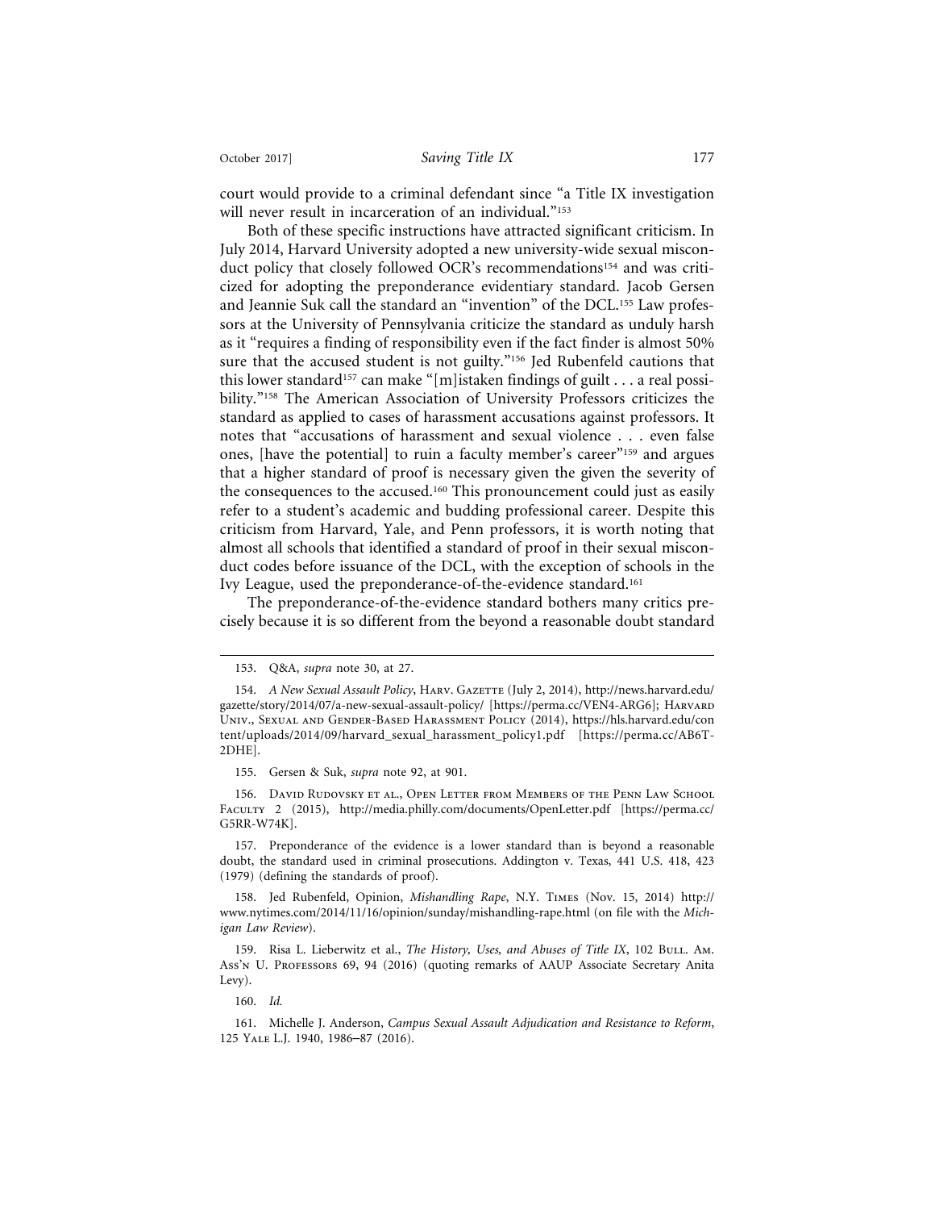court would provide to a criminal defendant since "a Title IX investigation will never result in incarceration of an individual."[153]

Both of these specific instructions have attracted significant criticism. In July 2014, Harvard University adopted a new university-wide sexual misconduct policy that closely followed OCR's recommendations[154] and was criticized for adopting the preponderance evidentiary standard. Jacob Gersen and Jeannie Suk call the standard an "invention" of the DCL.[155] Law professors at the University of Pennsylvania criticize the standard as unduly harsh as it "requires a finding of responsibility even if the fact finder is almost 50% sure that the accused student is not guilty."[156] Jed Rubenfeld cautions that this lower standard[157] can make "[m]istaken findings of guilt . . . a real possibility."[158] The American Association of University Professors criticizes the standard as applied to cases of harassment accusations against professors. It notes that "accusations of harassment and sexual violence . . . even false ones, [have the potential] to ruin a faculty member's career"[159] and argues that a higher standard of proof is necessary given the given the severity of the consequences to the accused.[160] This pronouncement could just as easily refer to a student's academic and budding professional career. Despite this criticism from Harvard, Yale, and Penn professors, it is worth noting that almost all schools that identified a standard of proof in their sexual misconduct codes before issuance of the DCL, with the exception of schools in the Ivy League, used the preponderance-of-the-evidence standard.[161]

The preponderance-of-the-evidence standard bothers many critics precisely because it is so different from the beyond a reasonable doubt standard

---

153. Q&A, *supra* note 30, at 27.

154. *A New Sexual Assault Policy*, HARV. GAZETTE (July 2, 2014), http://news.harvard.edu/gazette/story/2014/07/a-new-sexual-assault-policy/ [https://perma.cc/VEN4-ARG6]; HARVARD UNIV., SEXUAL AND GENDER-BASED HARASSMENT POLICY (2014), https://hls.harvard.edu/content/uploads/2014/09/harvard_sexual_harassment_policy1.pdf [https://perma.cc/AB6T-2DHE].

155. Gersen & Suk, *supra* note 92, at 901.

156. DAVID RUDOVSKY ET AL., OPEN LETTER FROM MEMBERS OF THE PENN LAW SCHOOL FACULTY 2 (2015), http://media.philly.com/documents/OpenLetter.pdf [https://perma.cc/G5RR-W74K].

157. Preponderance of the evidence is a lower standard than is beyond a reasonable doubt, the standard used in criminal prosecutions. Addington v. Texas, 441 U.S. 418, 423 (1979) (defining the standards of proof).

158. Jed Rubenfeld, Opinion, *Mishandling Rape*, N.Y. TIMES (Nov. 15, 2014) http://www.nytimes.com/2014/11/16/opinion/sunday/mishandling-rape.html (on file with the *Michigan Law Review*).

159. Risa L. Lieberwitz et al., *The History, Uses, and Abuses of Title IX*, 102 BULL. AM. ASS'N U. PROFESSORS 69, 94 (2016) (quoting remarks of AAUP Associate Secretary Anita Levy).

160. *Id.*

161. Michelle J. Anderson, *Campus Sexual Assault Adjudication and Resistance to Reform*, 125 YALE L.J. 1940, 1986–87 (2016).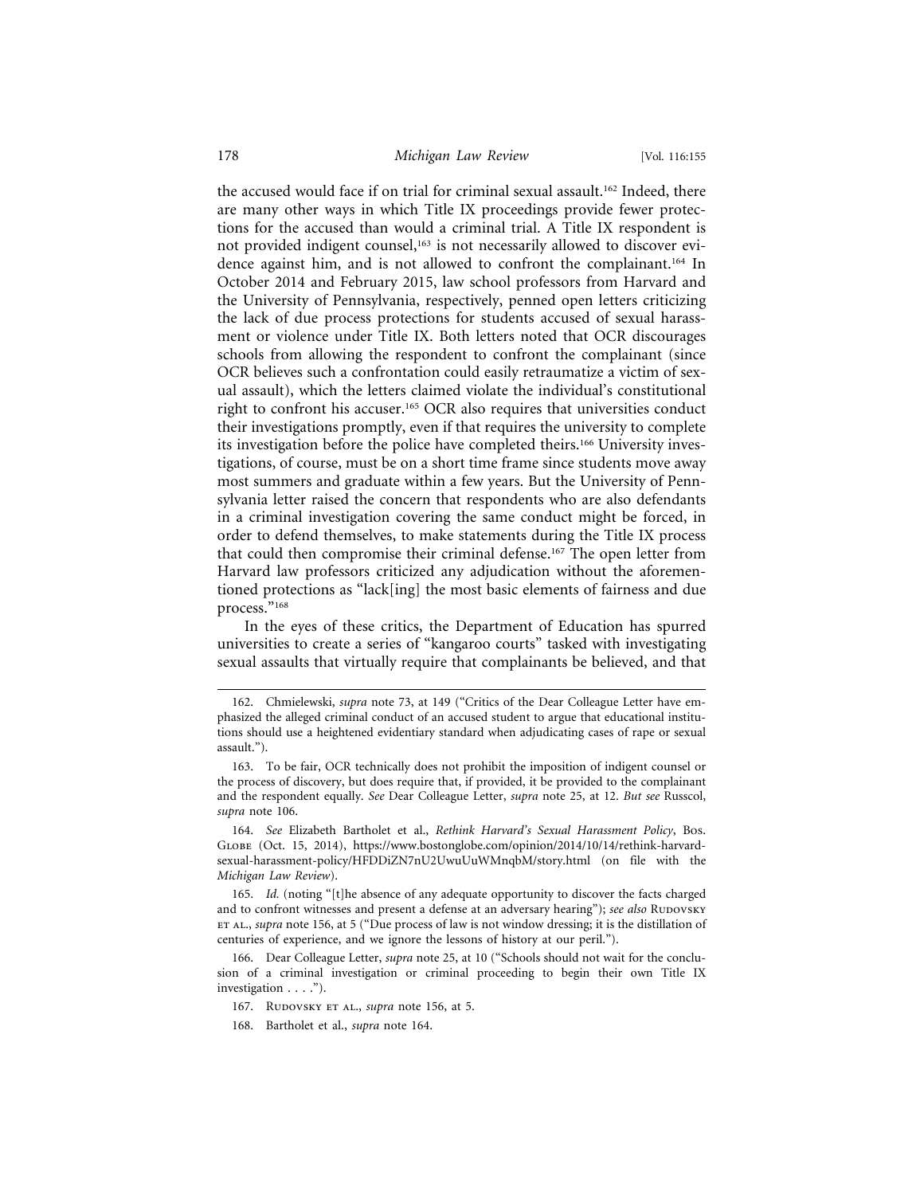the accused would face if on trial for criminal sexual assault.[162] Indeed, there are many other ways in which Title IX proceedings provide fewer protections for the accused than would a criminal trial. A Title IX respondent is not provided indigent counsel,[163] is not necessarily allowed to discover evidence against him, and is not allowed to confront the complainant.[164] In October 2014 and February 2015, law school professors from Harvard and the University of Pennsylvania, respectively, penned open letters criticizing the lack of due process protections for students accused of sexual harassment or violence under Title IX. Both letters noted that OCR discourages schools from allowing the respondent to confront the complainant (since OCR believes such a confrontation could easily retraumatize a victim of sexual assault), which the letters claimed violate the individual's constitutional right to confront his accuser.[165] OCR also requires that universities conduct their investigations promptly, even if that requires the university to complete its investigation before the police have completed theirs.[166] University investigations, of course, must be on a short time frame since students move away most summers and graduate within a few years. But the University of Pennsylvania letter raised the concern that respondents who are also defendants in a criminal investigation covering the same conduct might be forced, in order to defend themselves, to make statements during the Title IX process that could then compromise their criminal defense.[167] The open letter from Harvard law professors criticized any adjudication without the aforementioned protections as "lack[ing] the most basic elements of fairness and due process."[168]

In the eyes of these critics, the Department of Education has spurred universities to create a series of "kangaroo courts" tasked with investigating sexual assaults that virtually require that complainants be believed, and that

---

162. Chmielewski, *supra* note 73, at 149 ("Critics of the Dear Colleague Letter have emphasized the alleged criminal conduct of an accused student to argue that educational institutions should use a heightened evidentiary standard when adjudicating cases of rape or sexual assault.").

163. To be fair, OCR technically does not prohibit the imposition of indigent counsel or the process of discovery, but does require that, if provided, it be provided to the complainant and the respondent equally. *See* Dear Colleague Letter, *supra* note 25, at 12. *But see* Russcol, *supra* note 106.

164. *See* Elizabeth Bartholet et al., *Rethink Harvard's Sexual Harassment Policy*, Bos. Globe (Oct. 15, 2014), https://www.bostonglobe.com/opinion/2014/10/14/rethink-harvard-sexual-harassment-policy/HFDDiZN7nU2UwuUuWMnqbM/story.html (on file with the *Michigan Law Review*).

165. *Id.* (noting "[t]he absence of any adequate opportunity to discover the facts charged and to confront witnesses and present a defense at an adversary hearing"); *see also* Rudovsky et al., *supra* note 156, at 5 ("Due process of law is not window dressing; it is the distillation of centuries of experience, and we ignore the lessons of history at our peril.").

166. Dear Colleague Letter, *supra* note 25, at 10 ("Schools should not wait for the conclusion of a criminal investigation or criminal proceeding to begin their own Title IX investigation . . . .").

167. Rudovsky et al., *supra* note 156, at 5.

168. Bartholet et al., *supra* note 164.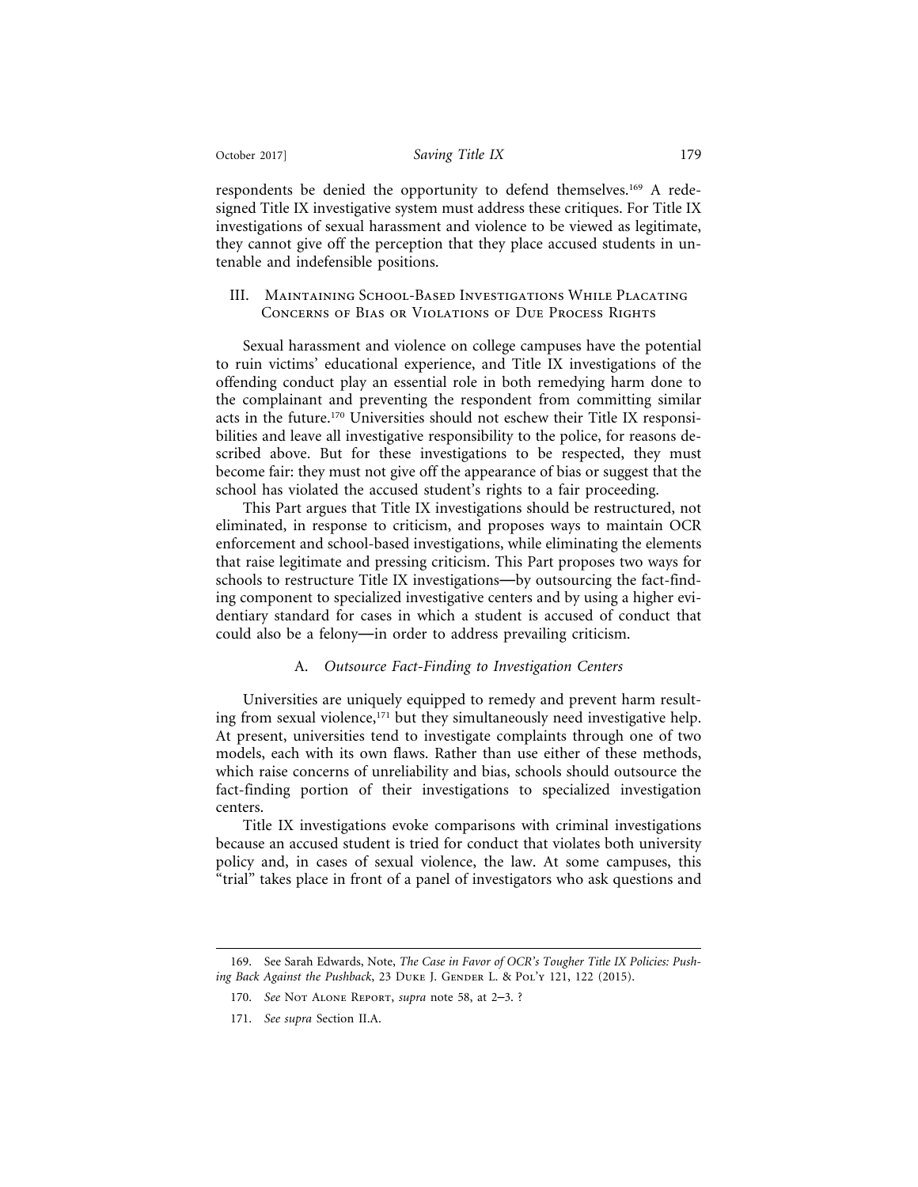respondents be denied the opportunity to defend themselves.[169] A redesigned Title IX investigative system must address these critiques. For Title IX investigations of sexual harassment and violence to be viewed as legitimate, they cannot give off the perception that they place accused students in untenable and indefensible positions.

## III. Maintaining School-Based Investigations While Placating Concerns of Bias or Violations of Due Process Rights

Sexual harassment and violence on college campuses have the potential to ruin victims' educational experience, and Title IX investigations of the offending conduct play an essential role in both remedying harm done to the complainant and preventing the respondent from committing similar acts in the future.[170] Universities should not eschew their Title IX responsibilities and leave all investigative responsibility to the police, for reasons described above. But for these investigations to be respected, they must become fair: they must not give off the appearance of bias or suggest that the school has violated the accused student's rights to a fair proceeding.

This Part argues that Title IX investigations should be restructured, not eliminated, in response to criticism, and proposes ways to maintain OCR enforcement and school-based investigations, while eliminating the elements that raise legitimate and pressing criticism. This Part proposes two ways for schools to restructure Title IX investigations—by outsourcing the fact-finding component to specialized investigative centers and by using a higher evidentiary standard for cases in which a student is accused of conduct that could also be a felony—in order to address prevailing criticism.

### A. *Outsource Fact-Finding to Investigation Centers*

Universities are uniquely equipped to remedy and prevent harm resulting from sexual violence,[171] but they simultaneously need investigative help. At present, universities tend to investigate complaints through one of two models, each with its own flaws. Rather than use either of these methods, which raise concerns of unreliability and bias, schools should outsource the fact-finding portion of their investigations to specialized investigation centers.

Title IX investigations evoke comparisons with criminal investigations because an accused student is tried for conduct that violates both university policy and, in cases of sexual violence, the law. At some campuses, this "trial" takes place in front of a panel of investigators who ask questions and

---

169. See Sarah Edwards, Note, *The Case in Favor of OCR's Tougher Title IX Policies: Pushing Back Against the Pushback*, 23 Duke J. Gender L. & Pol'y 121, 122 (2015).

170. *See* Not Alone Report, *supra* note 58, at 2–3. ?

171. *See supra* Section II.A.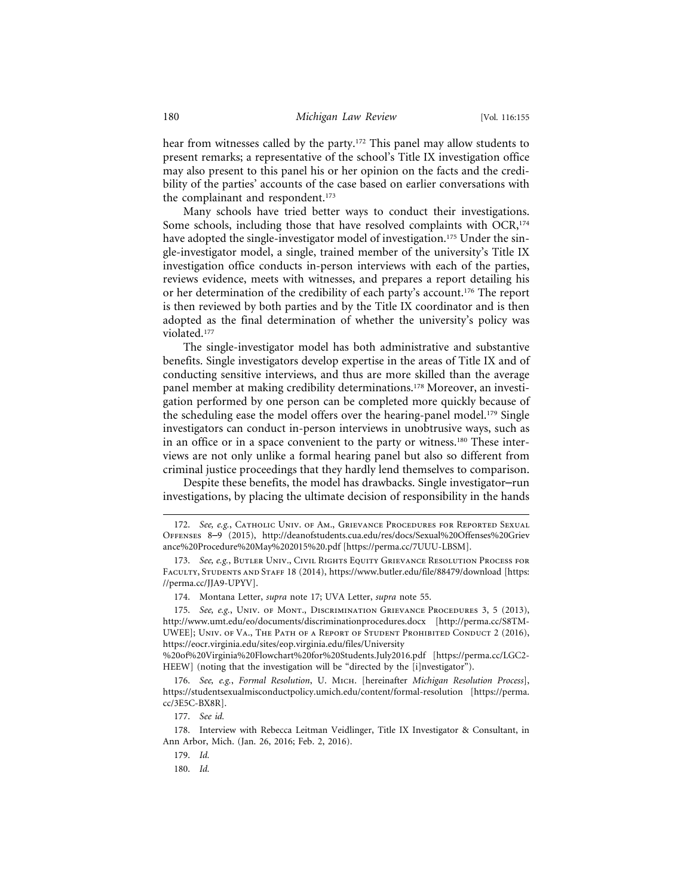hear from witnesses called by the party.[172] This panel may allow students to present remarks; a representative of the school's Title IX investigation office may also present to this panel his or her opinion on the facts and the credibility of the parties' accounts of the case based on earlier conversations with the complainant and respondent.[173]

Many schools have tried better ways to conduct their investigations. Some schools, including those that have resolved complaints with OCR,[174] have adopted the single-investigator model of investigation.[175] Under the single-investigator model, a single, trained member of the university's Title IX investigation office conducts in-person interviews with each of the parties, reviews evidence, meets with witnesses, and prepares a report detailing his or her determination of the credibility of each party's account.[176] The report is then reviewed by both parties and by the Title IX coordinator and is then adopted as the final determination of whether the university's policy was violated.[177]

The single-investigator model has both administrative and substantive benefits. Single investigators develop expertise in the areas of Title IX and of conducting sensitive interviews, and thus are more skilled than the average panel member at making credibility determinations.[178] Moreover, an investigation performed by one person can be completed more quickly because of the scheduling ease the model offers over the hearing-panel model.[179] Single investigators can conduct in-person interviews in unobtrusive ways, such as in an office or in a space convenient to the party or witness.[180] These interviews are not only unlike a formal hearing panel but also so different from criminal justice proceedings that they hardly lend themselves to comparison.

Despite these benefits, the model has drawbacks. Single investigator–run investigations, by placing the ultimate decision of responsibility in the hands

---

172. *See, e.g.*, Catholic Univ. of Am., Grievance Procedures for Reported Sexual Offenses 8–9 (2015), http://deanofstudents.cua.edu/res/docs/Sexual%20Offenses%20Grievance%20Procedure%20May%202015%20.pdf [https://perma.cc/7UUU-LBSM].

173. *See, e.g.*, Butler Univ., Civil Rights Equity Grievance Resolution Process for Faculty, Students and Staff 18 (2014), https://www.butler.edu/file/88479/download [https://perma.cc/JJA9-UPYV].

174. Montana Letter, *supra* note 17; UVA Letter, *supra* note 55.

175. *See, e.g.*, Univ. of Mont., Discrimination Grievance Procedures 3, 5 (2013), http://www.umt.edu/eo/documents/discriminationprocedures.docx [http://perma.cc/S8TM-UWEE]; Univ. of Va., The Path of a Report of Student Prohibited Conduct 2 (2016), https://eocr.virginia.edu/sites/eop.virginia.edu/files/University%20of%20Virginia%20Flowchart%20for%20Students.July2016.pdf [https://perma.cc/LGC2-HEEW] (noting that the investigation will be "directed by the [i]nvestigator").

176. *See, e.g.*, *Formal Resolution*, U. Mich. [hereinafter *Michigan Resolution Process*], https://studentsexualmisconductpolicy.umich.edu/content/formal-resolution [https://perma.cc/3E5C-BX8R].

177. *See id.*

178. Interview with Rebecca Leitman Veidlinger, Title IX Investigator & Consultant, in Ann Arbor, Mich. (Jan. 26, 2016; Feb. 2, 2016).

179. *Id.*

180. *Id.*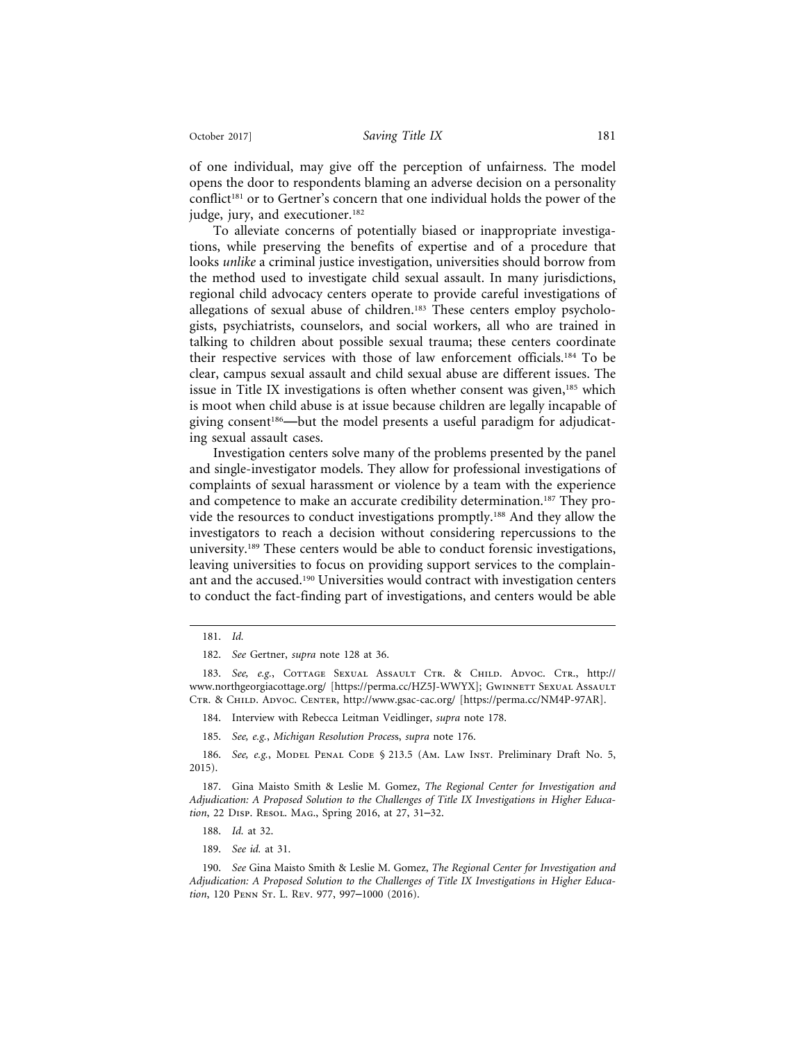of one individual, may give off the perception of unfairness. The model opens the door to respondents blaming an adverse decision on a personality conflict[181] or to Gertner's concern that one individual holds the power of the judge, jury, and executioner.[182]

To alleviate concerns of potentially biased or inappropriate investigations, while preserving the benefits of expertise and of a procedure that looks *unlike* a criminal justice investigation, universities should borrow from the method used to investigate child sexual assault. In many jurisdictions, regional child advocacy centers operate to provide careful investigations of allegations of sexual abuse of children.[183] These centers employ psychologists, psychiatrists, counselors, and social workers, all who are trained in talking to children about possible sexual trauma; these centers coordinate their respective services with those of law enforcement officials.[184] To be clear, campus sexual assault and child sexual abuse are different issues. The issue in Title IX investigations is often whether consent was given,[185] which is moot when child abuse is at issue because children are legally incapable of giving consent[186]—but the model presents a useful paradigm for adjudicating sexual assault cases.

Investigation centers solve many of the problems presented by the panel and single-investigator models. They allow for professional investigations of complaints of sexual harassment or violence by a team with the experience and competence to make an accurate credibility determination.[187] They provide the resources to conduct investigations promptly.[188] And they allow the investigators to reach a decision without considering repercussions to the university.[189] These centers would be able to conduct forensic investigations, leaving universities to focus on providing support services to the complainant and the accused.[190] Universities would contract with investigation centers to conduct the fact-finding part of investigations, and centers would be able

---

181. *Id.*

182. *See* Gertner, *supra* note 128 at 36.

183. *See, e.g.*, Cottage Sexual Assault Ctr. & Child. Advoc. Ctr., http://www.northgeorgiacottage.org/ [https://perma.cc/HZ5J-WWYX]; Gwinnett Sexual Assault Ctr. & Child. Advoc. Center, http://www.gsac-cac.org/ [https://perma.cc/NM4P-97AR].

184. Interview with Rebecca Leitman Veidlinger, *supra* note 178.

185. *See, e.g.*, *Michigan Resolution Process*, *supra* note 176.

186. *See, e.g.*, Model Penal Code § 213.5 (Am. Law Inst. Preliminary Draft No. 5, 2015).

187. Gina Maisto Smith & Leslie M. Gomez, *The Regional Center for Investigation and Adjudication: A Proposed Solution to the Challenges of Title IX Investigations in Higher Education*, 22 Disp. Resol. Mag., Spring 2016, at 27, 31–32.

188. *Id.* at 32.

189. *See id.* at 31.

190. *See* Gina Maisto Smith & Leslie M. Gomez, *The Regional Center for Investigation and Adjudication: A Proposed Solution to the Challenges of Title IX Investigations in Higher Education*, 120 Penn St. L. Rev. 977, 997–1000 (2016).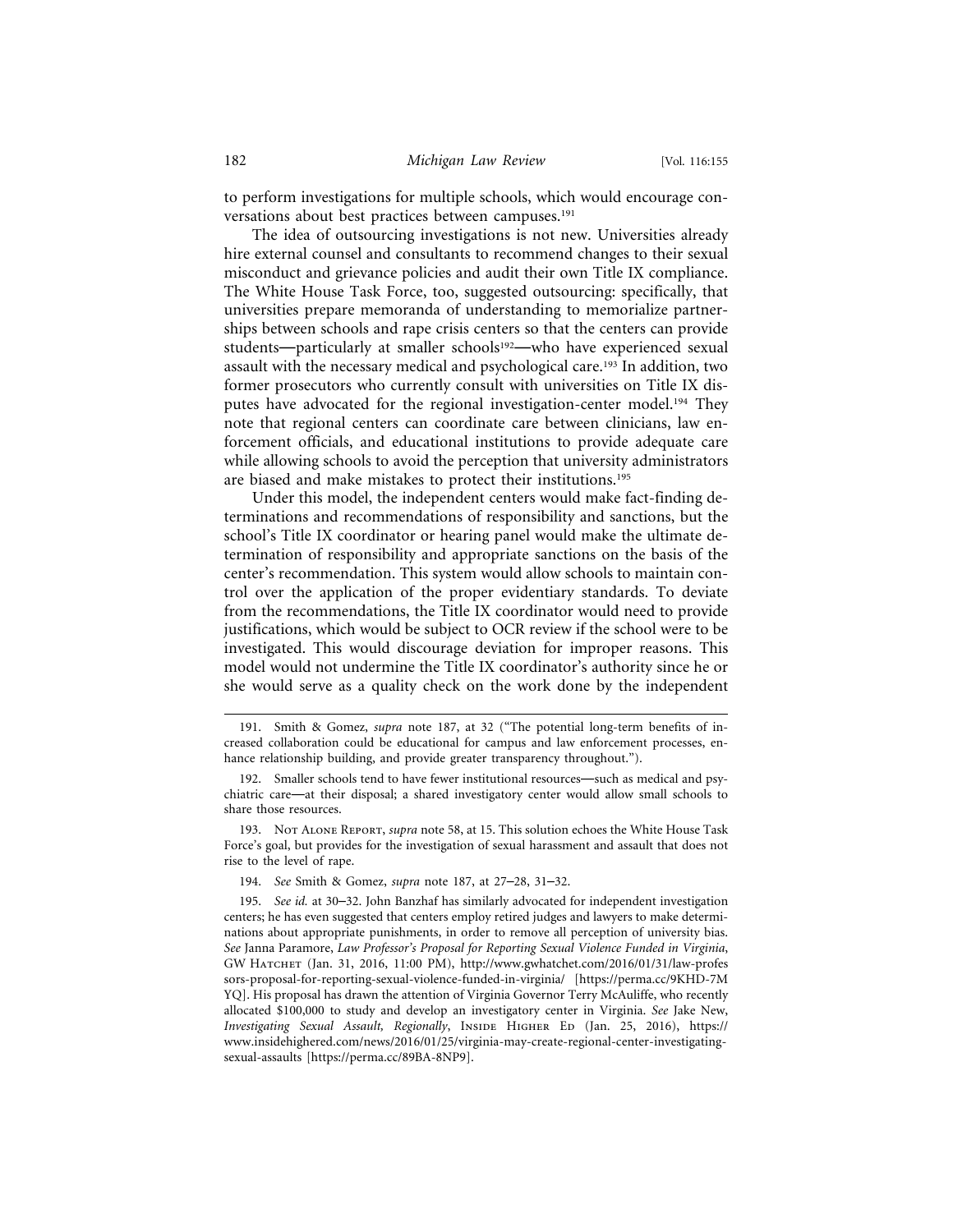to perform investigations for multiple schools, which would encourage conversations about best practices between campuses.[191]

The idea of outsourcing investigations is not new. Universities already hire external counsel and consultants to recommend changes to their sexual misconduct and grievance policies and audit their own Title IX compliance. The White House Task Force, too, suggested outsourcing: specifically, that universities prepare memoranda of understanding to memorialize partnerships between schools and rape crisis centers so that the centers can provide students—particularly at smaller schools[192]—who have experienced sexual assault with the necessary medical and psychological care.[193] In addition, two former prosecutors who currently consult with universities on Title IX disputes have advocated for the regional investigation-center model.[194] They note that regional centers can coordinate care between clinicians, law enforcement officials, and educational institutions to provide adequate care while allowing schools to avoid the perception that university administrators are biased and make mistakes to protect their institutions.[195]

Under this model, the independent centers would make fact-finding determinations and recommendations of responsibility and sanctions, but the school's Title IX coordinator or hearing panel would make the ultimate determination of responsibility and appropriate sanctions on the basis of the center's recommendation. This system would allow schools to maintain control over the application of the proper evidentiary standards. To deviate from the recommendations, the Title IX coordinator would need to provide justifications, which would be subject to OCR review if the school were to be investigated. This would discourage deviation for improper reasons. This model would not undermine the Title IX coordinator's authority since he or she would serve as a quality check on the work done by the independent

---

191. Smith & Gomez, *supra* note 187, at 32 ("The potential long-term benefits of increased collaboration could be educational for campus and law enforcement processes, enhance relationship building, and provide greater transparency throughout.").

192. Smaller schools tend to have fewer institutional resources—such as medical and psychiatric care—at their disposal; a shared investigatory center would allow small schools to share those resources.

193. NOT ALONE REPORT, *supra* note 58, at 15. This solution echoes the White House Task Force's goal, but provides for the investigation of sexual harassment and assault that does not rise to the level of rape.

194. *See* Smith & Gomez, *supra* note 187, at 27–28, 31–32.

195. *See id.* at 30–32. John Banzhaf has similarly advocated for independent investigation centers; he has even suggested that centers employ retired judges and lawyers to make determinations about appropriate punishments, in order to remove all perception of university bias. *See* Janna Paramore, *Law Professor's Proposal for Reporting Sexual Violence Funded in Virginia*, GW HATCHET (Jan. 31, 2016, 11:00 PM), http://www.gwhatchet.com/2016/01/31/law-professors-proposal-for-reporting-sexual-violence-funded-in-virginia/ [https://perma.cc/9KHD-7MYQ]. His proposal has drawn the attention of Virginia Governor Terry McAuliffe, who recently allocated $100,000 to study and develop an investigatory center in Virginia. *See* Jake New, *Investigating Sexual Assault, Regionally*, INSIDE HIGHER ED (Jan. 25, 2016), https://www.insidehighered.com/news/2016/01/25/virginia-may-create-regional-center-investigating-sexual-assaults [https://perma.cc/89BA-8NP9].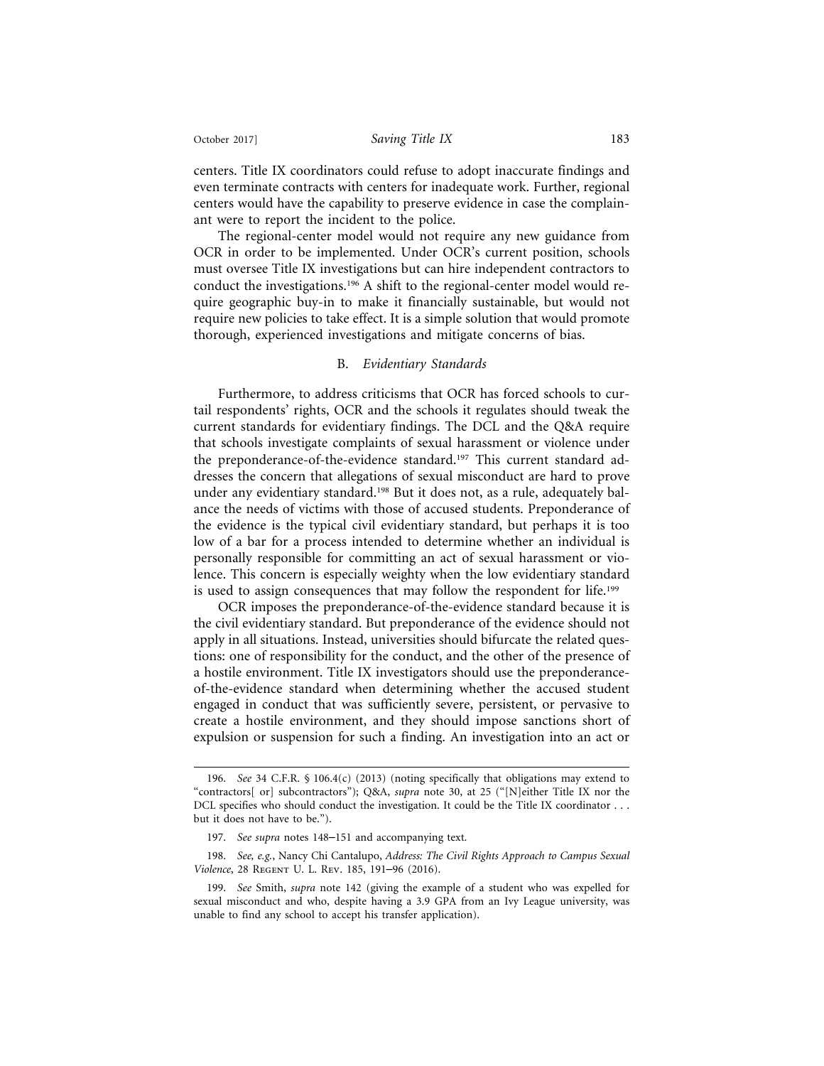centers. Title IX coordinators could refuse to adopt inaccurate findings and even terminate contracts with centers for inadequate work. Further, regional centers would have the capability to preserve evidence in case the complainant were to report the incident to the police.

The regional-center model would not require any new guidance from OCR in order to be implemented. Under OCR's current position, schools must oversee Title IX investigations but can hire independent contractors to conduct the investigations.[196] A shift to the regional-center model would require geographic buy-in to make it financially sustainable, but would not require new policies to take effect. It is a simple solution that would promote thorough, experienced investigations and mitigate concerns of bias.

### B. *Evidentiary Standards*

Furthermore, to address criticisms that OCR has forced schools to curtail respondents' rights, OCR and the schools it regulates should tweak the current standards for evidentiary findings. The DCL and the Q&A require that schools investigate complaints of sexual harassment or violence under the preponderance-of-the-evidence standard.[197] This current standard addresses the concern that allegations of sexual misconduct are hard to prove under any evidentiary standard.[198] But it does not, as a rule, adequately balance the needs of victims with those of accused students. Preponderance of the evidence is the typical civil evidentiary standard, but perhaps it is too low of a bar for a process intended to determine whether an individual is personally responsible for committing an act of sexual harassment or violence. This concern is especially weighty when the low evidentiary standard is used to assign consequences that may follow the respondent for life.[199]

OCR imposes the preponderance-of-the-evidence standard because it is the civil evidentiary standard. But preponderance of the evidence should not apply in all situations. Instead, universities should bifurcate the related questions: one of responsibility for the conduct, and the other of the presence of a hostile environment. Title IX investigators should use the preponderance-of-the-evidence standard when determining whether the accused student engaged in conduct that was sufficiently severe, persistent, or pervasive to create a hostile environment, and they should impose sanctions short of expulsion or suspension for such a finding. An investigation into an act or

---

196. *See* 34 C.F.R. § 106.4(c) (2013) (noting specifically that obligations may extend to "contractors[ or] subcontractors"); Q&A, *supra* note 30, at 25 ("[N]either Title IX nor the DCL specifies who should conduct the investigation. It could be the Title IX coordinator . . . but it does not have to be.").

197. *See supra* notes 148–151 and accompanying text.

198. *See, e.g.*, Nancy Chi Cantalupo, *Address: The Civil Rights Approach to Campus Sexual Violence*, 28 Regent U. L. Rev. 185, 191–96 (2016).

199. *See* Smith, *supra* note 142 (giving the example of a student who was expelled for sexual misconduct and who, despite having a 3.9 GPA from an Ivy League university, was unable to find any school to accept his transfer application).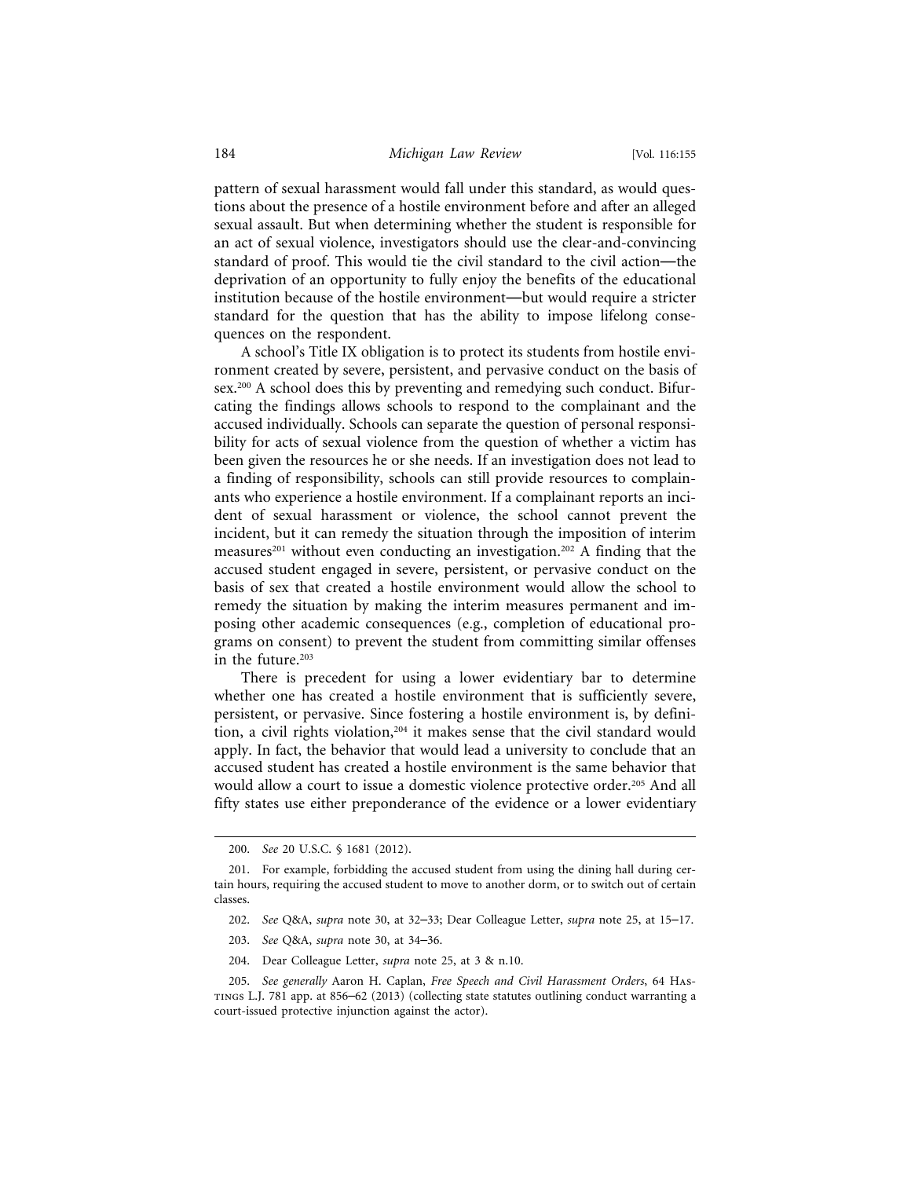pattern of sexual harassment would fall under this standard, as would questions about the presence of a hostile environment before and after an alleged sexual assault. But when determining whether the student is responsible for an act of sexual violence, investigators should use the clear-and-convincing standard of proof. This would tie the civil standard to the civil action—the deprivation of an opportunity to fully enjoy the benefits of the educational institution because of the hostile environment—but would require a stricter standard for the question that has the ability to impose lifelong consequences on the respondent.

A school's Title IX obligation is to protect its students from hostile environment created by severe, persistent, and pervasive conduct on the basis of sex.[200] A school does this by preventing and remedying such conduct. Bifurcating the findings allows schools to respond to the complainant and the accused individually. Schools can separate the question of personal responsibility for acts of sexual violence from the question of whether a victim has been given the resources he or she needs. If an investigation does not lead to a finding of responsibility, schools can still provide resources to complainants who experience a hostile environment. If a complainant reports an incident of sexual harassment or violence, the school cannot prevent the incident, but it can remedy the situation through the imposition of interim measures[201] without even conducting an investigation.[202] A finding that the accused student engaged in severe, persistent, or pervasive conduct on the basis of sex that created a hostile environment would allow the school to remedy the situation by making the interim measures permanent and imposing other academic consequences (e.g., completion of educational programs on consent) to prevent the student from committing similar offenses in the future.[203]

There is precedent for using a lower evidentiary bar to determine whether one has created a hostile environment that is sufficiently severe, persistent, or pervasive. Since fostering a hostile environment is, by definition, a civil rights violation,[204] it makes sense that the civil standard would apply. In fact, the behavior that would lead a university to conclude that an accused student has created a hostile environment is the same behavior that would allow a court to issue a domestic violence protective order.[205] And all fifty states use either preponderance of the evidence or a lower evidentiary

---

200. *See* 20 U.S.C. § 1681 (2012).

201. For example, forbidding the accused student from using the dining hall during certain hours, requiring the accused student to move to another dorm, or to switch out of certain classes.

202. *See* Q&A, *supra* note 30, at 32–33; Dear Colleague Letter, *supra* note 25, at 15–17.

203. *See* Q&A, *supra* note 30, at 34–36.

204. Dear Colleague Letter, *supra* note 25, at 3 & n.10.

205. *See generally* Aaron H. Caplan, *Free Speech and Civil Harassment Orders*, 64 Hastings L.J. 781 app. at 856–62 (2013) (collecting state statutes outlining conduct warranting a court-issued protective injunction against the actor).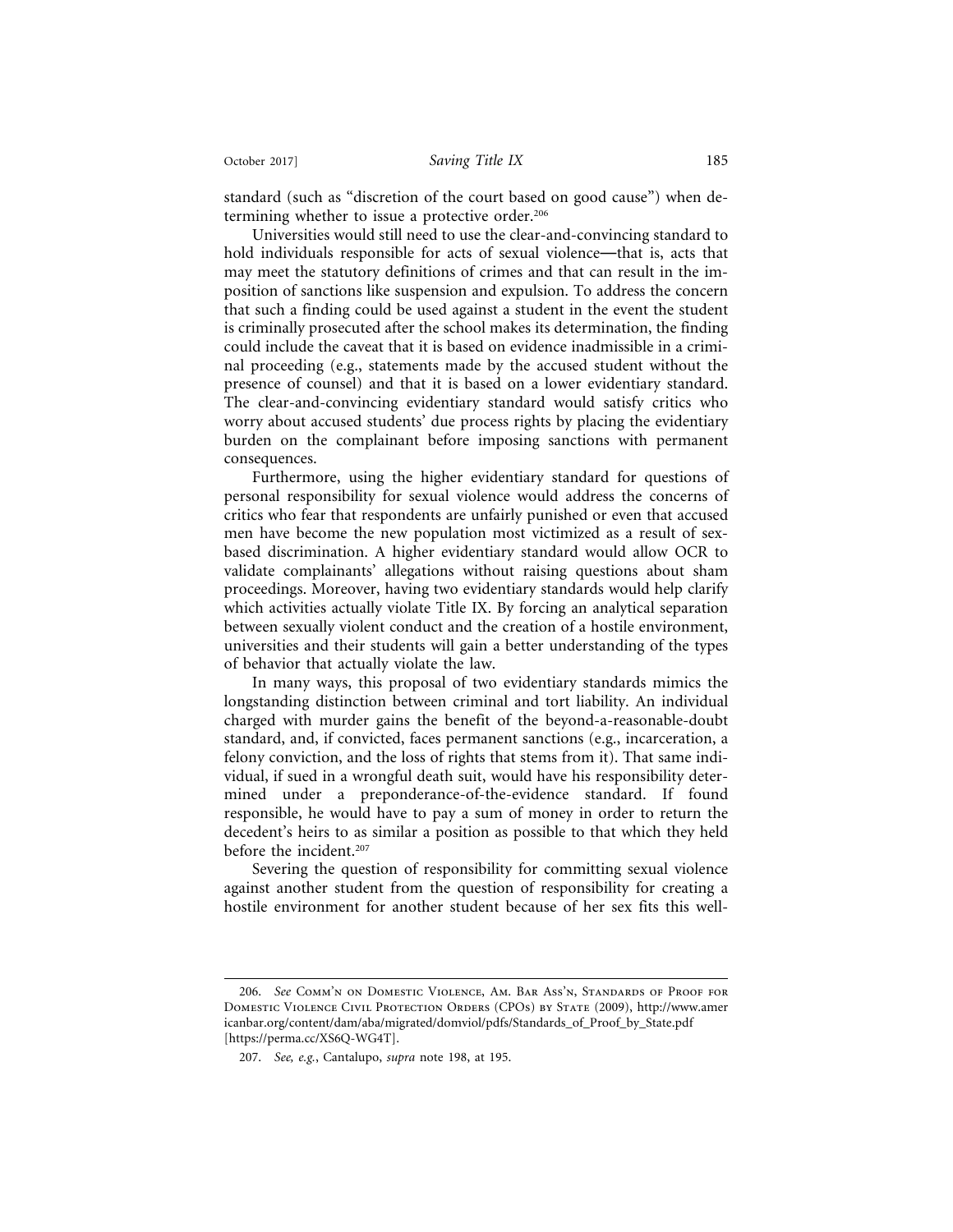standard (such as "discretion of the court based on good cause") when determining whether to issue a protective order.[206]

Universities would still need to use the clear-and-convincing standard to hold individuals responsible for acts of sexual violence—that is, acts that may meet the statutory definitions of crimes and that can result in the imposition of sanctions like suspension and expulsion. To address the concern that such a finding could be used against a student in the event the student is criminally prosecuted after the school makes its determination, the finding could include the caveat that it is based on evidence inadmissible in a criminal proceeding (e.g., statements made by the accused student without the presence of counsel) and that it is based on a lower evidentiary standard. The clear-and-convincing evidentiary standard would satisfy critics who worry about accused students' due process rights by placing the evidentiary burden on the complainant before imposing sanctions with permanent consequences.

Furthermore, using the higher evidentiary standard for questions of personal responsibility for sexual violence would address the concerns of critics who fear that respondents are unfairly punished or even that accused men have become the new population most victimized as a result of sex-based discrimination. A higher evidentiary standard would allow OCR to validate complainants' allegations without raising questions about sham proceedings. Moreover, having two evidentiary standards would help clarify which activities actually violate Title IX. By forcing an analytical separation between sexually violent conduct and the creation of a hostile environment, universities and their students will gain a better understanding of the types of behavior that actually violate the law.

In many ways, this proposal of two evidentiary standards mimics the longstanding distinction between criminal and tort liability. An individual charged with murder gains the benefit of the beyond-a-reasonable-doubt standard, and, if convicted, faces permanent sanctions (e.g., incarceration, a felony conviction, and the loss of rights that stems from it). That same individual, if sued in a wrongful death suit, would have his responsibility determined under a preponderance-of-the-evidence standard. If found responsible, he would have to pay a sum of money in order to return the decedent's heirs to as similar a position as possible to that which they held before the incident.[207]

Severing the question of responsibility for committing sexual violence against another student from the question of responsibility for creating a hostile environment for another student because of her sex fits this well-

---

206. *See* Comm'n on Domestic Violence, Am. Bar Ass'n, Standards of Proof for Domestic Violence Civil Protection Orders (CPOs) by State (2009), http://www.americanbar.org/content/dam/aba/migrated/domviol/pdfs/Standards_of_Proof_by_State.pdf [https://perma.cc/XS6Q-WG4T].

207. *See, e.g.*, Cantalupo, *supra* note 198, at 195.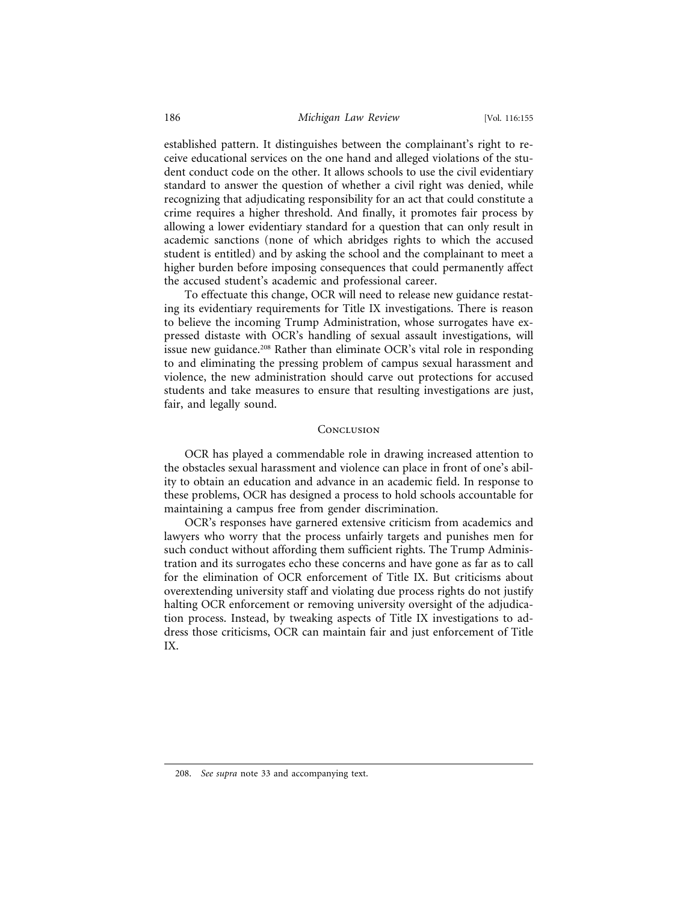established pattern. It distinguishes between the complainant's right to receive educational services on the one hand and alleged violations of the student conduct code on the other. It allows schools to use the civil evidentiary standard to answer the question of whether a civil right was denied, while recognizing that adjudicating responsibility for an act that could constitute a crime requires a higher threshold. And finally, it promotes fair process by allowing a lower evidentiary standard for a question that can only result in academic sanctions (none of which abridges rights to which the accused student is entitled) and by asking the school and the complainant to meet a higher burden before imposing consequences that could permanently affect the accused student's academic and professional career.

To effectuate this change, OCR will need to release new guidance restating its evidentiary requirements for Title IX investigations. There is reason to believe the incoming Trump Administration, whose surrogates have expressed distaste with OCR's handling of sexual assault investigations, will issue new guidance.[208] Rather than eliminate OCR's vital role in responding to and eliminating the pressing problem of campus sexual harassment and violence, the new administration should carve out protections for accused students and take measures to ensure that resulting investigations are just, fair, and legally sound.

## Conclusion

OCR has played a commendable role in drawing increased attention to the obstacles sexual harassment and violence can place in front of one's ability to obtain an education and advance in an academic field. In response to these problems, OCR has designed a process to hold schools accountable for maintaining a campus free from gender discrimination.

OCR's responses have garnered extensive criticism from academics and lawyers who worry that the process unfairly targets and punishes men for such conduct without affording them sufficient rights. The Trump Administration and its surrogates echo these concerns and have gone as far as to call for the elimination of OCR enforcement of Title IX. But criticisms about overextending university staff and violating due process rights do not justify halting OCR enforcement or removing university oversight of the adjudication process. Instead, by tweaking aspects of Title IX investigations to address those criticisms, OCR can maintain fair and just enforcement of Title IX.

---

208. *See supra* note 33 and accompanying text.